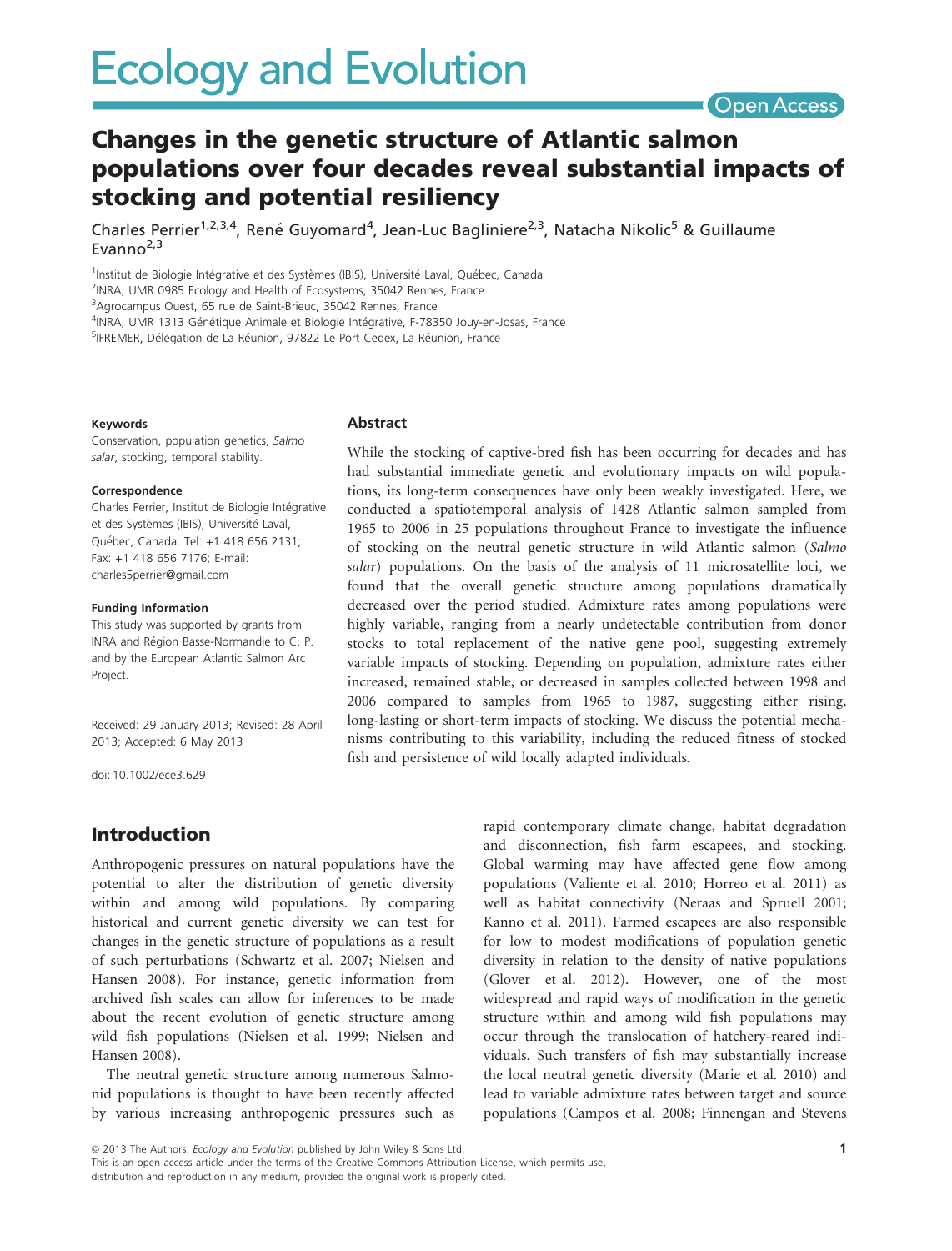# Changes in the genetic structure of Atlantic salmon populations over four decades reveal substantial impacts of stocking and potential resiliency

Charles Perrier[1,2,3,4], René Guyomard[4], Jean-Luc Bagliniere[2,3], Natacha Nikolic[5] & Guillaume Evanno[2,3]

[1]Institut de Biologie Intégrative et des Systèmes (IBIS), Université Laval, Québec, Canada
[2]INRA, UMR 0985 Ecology and Health of Ecosystems, 35042 Rennes, France
[3]Agrocampus Ouest, 65 rue de Saint-Brieuc, 35042 Rennes, France
[4]INRA, UMR 1313 Génétique Animale et Biologie Intégrative, F-78350 Jouy-en-Josas, France
[5]IFREMER, Délégation de La Réunion, 97822 Le Port Cedex, La Réunion, France

#### Keywords

Conservation, population genetics, *Salmo salar*, stocking, temporal stability.

#### Correspondence

Charles Perrier, Institut de Biologie Intégrative et des Systèmes (IBIS), Université Laval, Québec, Canada. Tel: +1 418 656 2131; Fax: +1 418 656 7176; E-mail: charles5perrier@gmail.com

#### Funding Information

This study was supported by grants from INRA and Région Basse-Normandie to C. P. and by the European Atlantic Salmon Arc Project.

Received: 29 January 2013; Revised: 28 April 2013; Accepted: 6 May 2013

doi: 10.1002/ece3.629

## Abstract

While the stocking of captive-bred fish has been occurring for decades and has had substantial immediate genetic and evolutionary impacts on wild populations, its long-term consequences have only been weakly investigated. Here, we conducted a spatiotemporal analysis of 1428 Atlantic salmon sampled from 1965 to 2006 in 25 populations throughout France to investigate the influence of stocking on the neutral genetic structure in wild Atlantic salmon (*Salmo salar*) populations. On the basis of the analysis of 11 microsatellite loci, we found that the overall genetic structure among populations dramatically decreased over the period studied. Admixture rates among populations were highly variable, ranging from a nearly undetectable contribution from donor stocks to total replacement of the native gene pool, suggesting extremely variable impacts of stocking. Depending on population, admixture rates either increased, remained stable, or decreased in samples collected between 1998 and 2006 compared to samples from 1965 to 1987, suggesting either rising, long-lasting or short-term impacts of stocking. We discuss the potential mechanisms contributing to this variability, including the reduced fitness of stocked fish and persistence of wild locally adapted individuals.

## Introduction

Anthropogenic pressures on natural populations have the potential to alter the distribution of genetic diversity within and among wild populations. By comparing historical and current genetic diversity we can test for changes in the genetic structure of populations as a result of such perturbations (Schwartz et al. 2007; Nielsen and Hansen 2008). For instance, genetic information from archived fish scales can allow for inferences to be made about the recent evolution of genetic structure among wild fish populations (Nielsen et al. 1999; Nielsen and Hansen 2008).

The neutral genetic structure among numerous Salmonid populations is thought to have been recently affected by various increasing anthropogenic pressures such as rapid contemporary climate change, habitat degradation and disconnection, fish farm escapees, and stocking. Global warming may have affected gene flow among populations (Valiente et al. 2010; Horreo et al. 2011) as well as habitat connectivity (Neraas and Spruell 2001; Kanno et al. 2011). Farmed escapees are also responsible for low to modest modifications of population genetic diversity in relation to the density of native populations (Glover et al. 2012). However, one of the most widespread and rapid ways of modification in the genetic structure within and among wild fish populations may occur through the translocation of hatchery-reared individuals. Such transfers of fish may substantially increase the local neutral genetic diversity (Marie et al. 2010) and lead to variable admixture rates between target and source populations (Campos et al. 2008; Finnegan and Stevens

© 2013 The Authors. *Ecology and Evolution* published by John Wiley & Sons Ltd.
This is an open access article under the terms of the Creative Commons Attribution License, which permits use, distribution and reproduction in any medium, provided the original work is properly cited.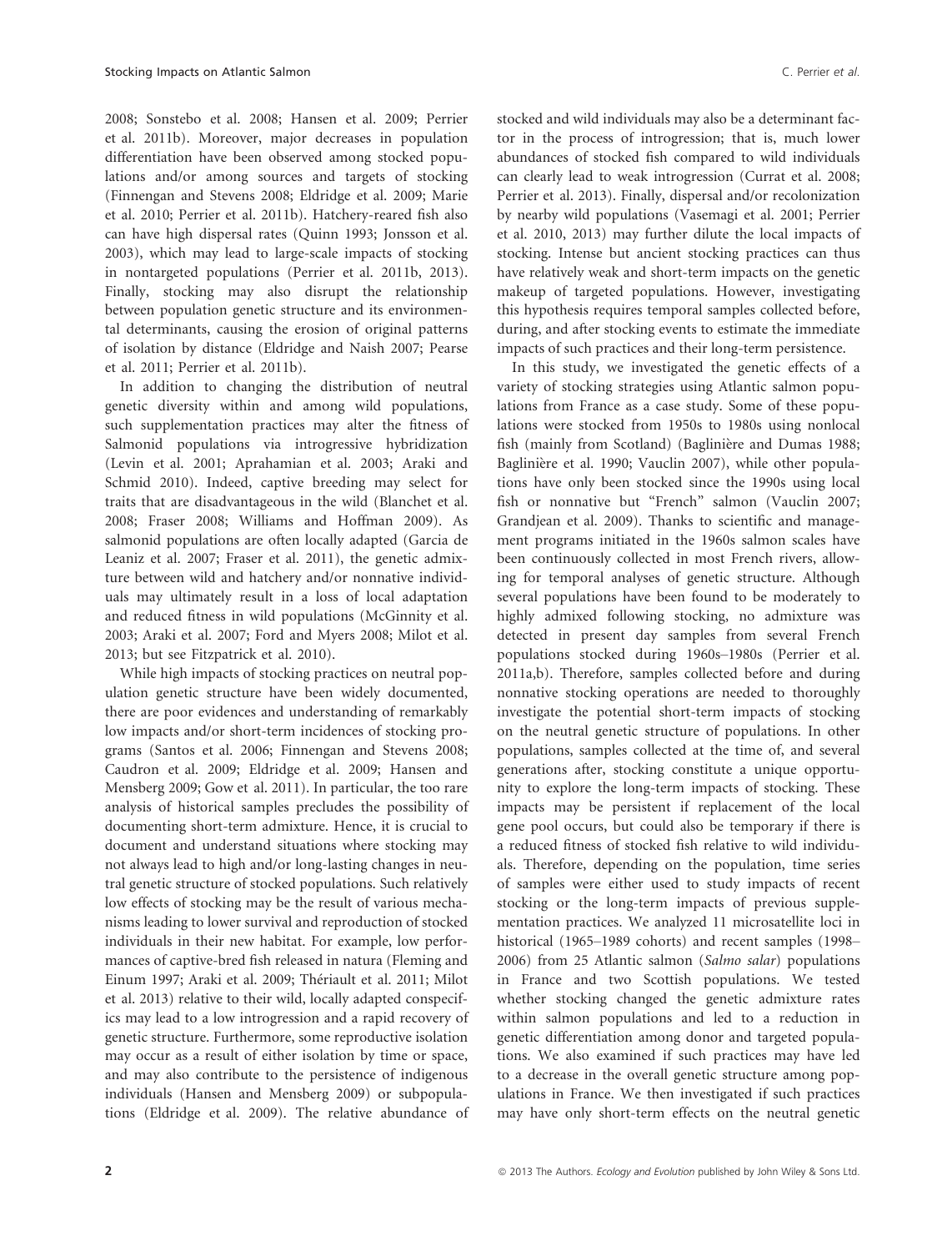2008; Sonstebo et al. 2008; Hansen et al. 2009; Perrier et al. 2011b). Moreover, major decreases in population differentiation have been observed among stocked populations and/or among sources and targets of stocking (Finnengan and Stevens 2008; Eldridge et al. 2009; Marie et al. 2010; Perrier et al. 2011b). Hatchery-reared fish also can have high dispersal rates (Quinn 1993; Jonsson et al. 2003), which may lead to large-scale impacts of stocking in nontargeted populations (Perrier et al. 2011b, 2013). Finally, stocking may also disrupt the relationship between population genetic structure and its environmental determinants, causing the erosion of original patterns of isolation by distance (Eldridge and Naish 2007; Pearse et al. 2011; Perrier et al. 2011b).

In addition to changing the distribution of neutral genetic diversity within and among wild populations, such supplementation practices may alter the fitness of Salmonid populations via introgressive hybridization (Levin et al. 2001; Aprahamian et al. 2003; Araki and Schmid 2010). Indeed, captive breeding may select for traits that are disadvantageous in the wild (Blanchet et al. 2008; Fraser 2008; Williams and Hoffman 2009). As salmonid populations are often locally adapted (Garcia de Leaniz et al. 2007; Fraser et al. 2011), the genetic admixture between wild and hatchery and/or nonnative individuals may ultimately result in a loss of local adaptation and reduced fitness in wild populations (McGinnity et al. 2003; Araki et al. 2007; Ford and Myers 2008; Milot et al. 2013; but see Fitzpatrick et al. 2010).

While high impacts of stocking practices on neutral population genetic structure have been widely documented, there are poor evidences and understanding of remarkably low impacts and/or short-term incidences of stocking programs (Santos et al. 2006; Finnengan and Stevens 2008; Caudron et al. 2009; Eldridge et al. 2009; Hansen and Mensberg 2009; Gow et al. 2011). In particular, the too rare analysis of historical samples precludes the possibility of documenting short-term admixture. Hence, it is crucial to document and understand situations where stocking may not always lead to high and/or long-lasting changes in neutral genetic structure of stocked populations. Such relatively low effects of stocking may be the result of various mechanisms leading to lower survival and reproduction of stocked individuals in their new habitat. For example, low performances of captive-bred fish released in natura (Fleming and Einum 1997; Araki et al. 2009; Thériault et al. 2011; Milot et al. 2013) relative to their wild, locally adapted conspecifics may lead to a low introgression and a rapid recovery of genetic structure. Furthermore, some reproductive isolation may occur as a result of either isolation by time or space, and may also contribute to the persistence of indigenous individuals (Hansen and Mensberg 2009) or subpopulations (Eldridge et al. 2009). The relative abundance of stocked and wild individuals may also be a determinant factor in the process of introgression; that is, much lower abundances of stocked fish compared to wild individuals can clearly lead to weak introgression (Currat et al. 2008; Perrier et al. 2013). Finally, dispersal and/or recolonization by nearby wild populations (Vasemagi et al. 2001; Perrier et al. 2010, 2013) may further dilute the local impacts of stocking. Intense but ancient stocking practices can thus have relatively weak and short-term impacts on the genetic makeup of targeted populations. However, investigating this hypothesis requires temporal samples collected before, during, and after stocking events to estimate the immediate impacts of such practices and their long-term persistence.

In this study, we investigated the genetic effects of a variety of stocking strategies using Atlantic salmon populations from France as a case study. Some of these populations were stocked from 1950s to 1980s using nonlocal fish (mainly from Scotland) (Baglinière and Dumas 1988; Baglinière et al. 1990; Vauclin 2007), while other populations have only been stocked since the 1990s using local fish or nonnative but "French" salmon (Vauclin 2007; Grandjean et al. 2009). Thanks to scientific and management programs initiated in the 1960s salmon scales have been continuously collected in most French rivers, allowing for temporal analyses of genetic structure. Although several populations have been found to be moderately to highly admixed following stocking, no admixture was detected in present day samples from several French populations stocked during 1960s–1980s (Perrier et al. 2011a,b). Therefore, samples collected before and during nonnative stocking operations are needed to thoroughly investigate the potential short-term impacts of stocking on the neutral genetic structure of populations. In other populations, samples collected at the time of, and several generations after, stocking constitute a unique opportunity to explore the long-term impacts of stocking. These impacts may be persistent if replacement of the local gene pool occurs, but could also be temporary if there is a reduced fitness of stocked fish relative to wild individuals. Therefore, depending on the population, time series of samples were either used to study impacts of recent stocking or the long-term impacts of previous supplementation practices. We analyzed 11 microsatellite loci in historical (1965–1989 cohorts) and recent samples (1998–2006) from 25 Atlantic salmon (*Salmo salar*) populations in France and two Scottish populations. We tested whether stocking changed the genetic admixture rates within salmon populations and led to a reduction in genetic differentiation among donor and targeted populations. We also examined if such practices may have led to a decrease in the overall genetic structure among populations in France. We then investigated if such practices may have only short-term effects on the neutral genetic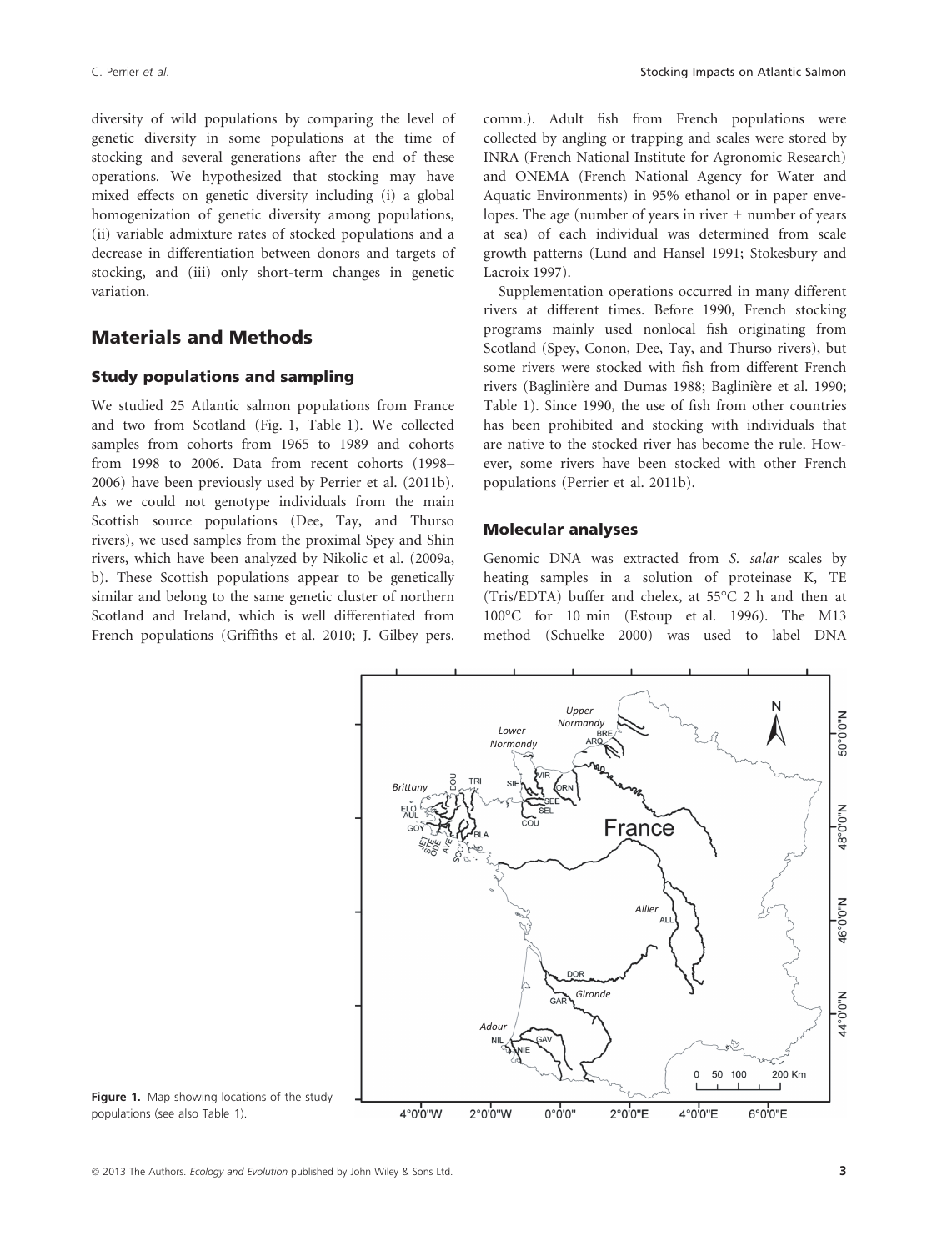diversity of wild populations by comparing the level of genetic diversity in some populations at the time of stocking and several generations after the end of these operations. We hypothesized that stocking may have mixed effects on genetic diversity including (i) a global homogenization of genetic diversity among populations, (ii) variable admixture rates of stocked populations and a decrease in differentiation between donors and targets of stocking, and (iii) only short-term changes in genetic variation.

## Materials and Methods

### Study populations and sampling

We studied 25 Atlantic salmon populations from France and two from Scotland (Fig. 1, Table 1). We collected samples from cohorts from 1965 to 1989 and cohorts from 1998 to 2006. Data from recent cohorts (1998–2006) have been previously used by Perrier et al. (2011b). As we could not genotype individuals from the main Scottish source populations (Dee, Tay, and Thurso rivers), we used samples from the proximal Spey and Shin rivers, which have been analyzed by Nikolic et al. (2009a, b). These Scottish populations appear to be genetically similar and belong to the same genetic cluster of northern Scotland and Ireland, which is well differentiated from French populations (Griffiths et al. 2010; J. Gilbey pers. comm.). Adult fish from French populations were collected by angling or trapping and scales were stored by INRA (French National Institute for Agronomic Research) and ONEMA (French National Agency for Water and Aquatic Environments) in 95% ethanol or in paper envelopes. The age (number of years in river + number of years at sea) of each individual was determined from scale growth patterns (Lund and Hansel 1991; Stokesbury and Lacroix 1997).

Supplementation operations occurred in many different rivers at different times. Before 1990, French stocking programs mainly used nonlocal fish originating from Scotland (Spey, Conon, Dee, Tay, and Thurso rivers), but some rivers were stocked with fish from different French rivers (Baglinière and Dumas 1988; Baglinière et al. 1990; Table 1). Since 1990, the use of fish from other countries has been prohibited and stocking with individuals that are native to the stocked river has become the rule. However, some rivers have been stocked with other French populations (Perrier et al. 2011b).

### Molecular analyses

Genomic DNA was extracted from *S. salar* scales by heating samples in a solution of proteinase K, TE (Tris/EDTA) buffer and chelex, at 55°C 2 h and then at 100°C for 10 min (Estoup et al. 1996). The M13 method (Schuelke 2000) was used to label DNA

**Figure 1.** Map showing locations of the study populations (see also Table 1).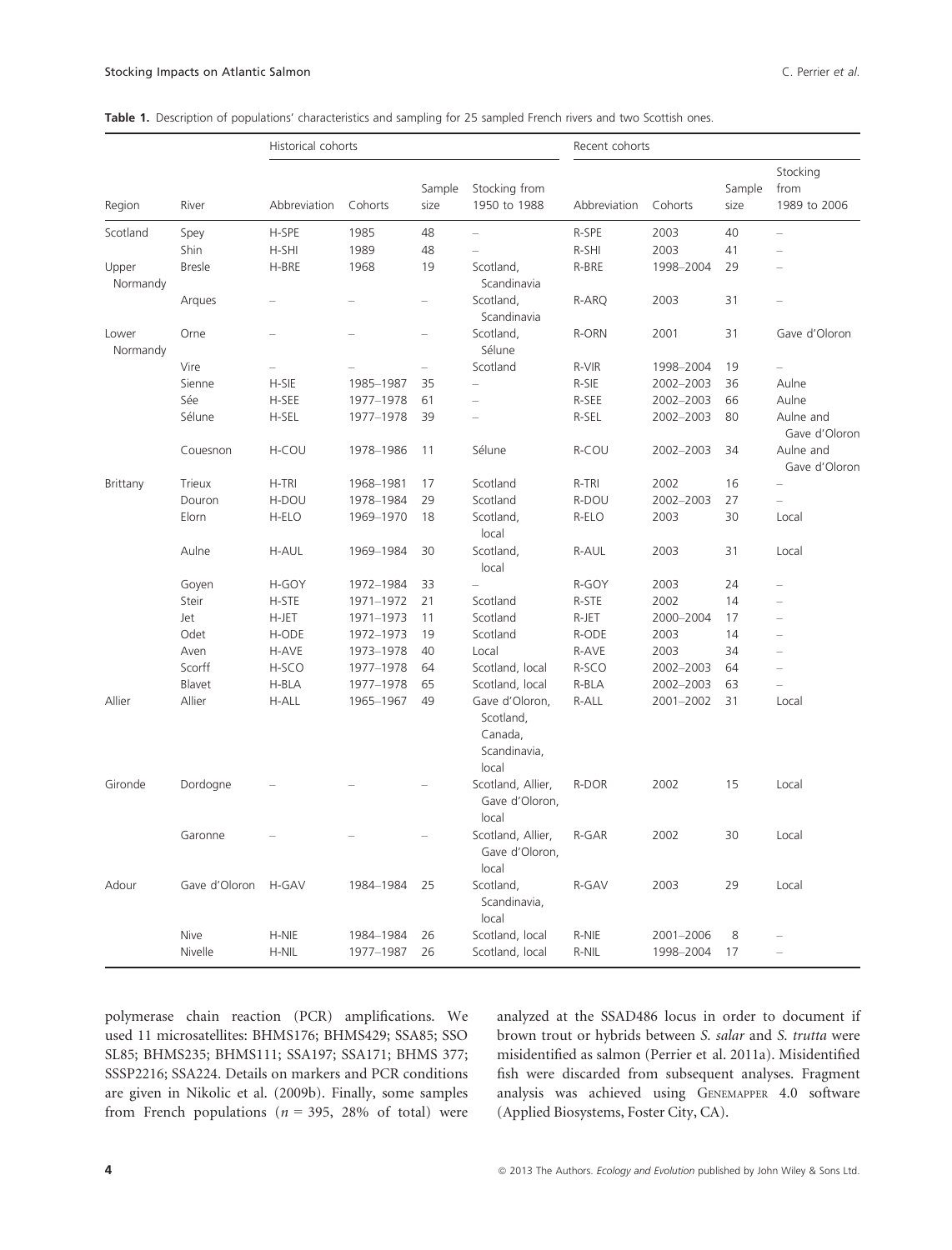**Table 1.** Description of populations' characteristics and sampling for 25 sampled French rivers and two Scottish ones.

| | | Historical cohorts | | | | Recent cohorts | | | |
|---|---|---|---|---|---|---|---|---|---|
| Region | River | Abbreviation | Cohorts | Sample size | Stocking from 1950 to 1988 | Abbreviation | Cohorts | Sample size | Stocking from 1989 to 2006 |
| Scotland | Spey | H-SPE | 1985 | 48 | – | R-SPE | 2003 | 40 | – |
| | Shin | H-SHI | 1989 | 48 | – | R-SHI | 2003 | 41 | – |
| Upper Normandy | Bresle | H-BRE | 1968 | 19 | Scotland, Scandinavia | R-BRE | 1998–2004 | 29 | – |
| | Arques | – | – | – | Scotland, Scandinavia | R-ARQ | 2003 | 31 | – |
| Lower Normandy | Orne | – | – | – | Scotland, Sélune | R-ORN | 2001 | 31 | Gave d'Oloron |
| | Vire | – | – | – | Scotland | R-VIR | 1998–2004 | 19 | – |
| | Sienne | H-SIE | 1985–1987 | 35 | – | R-SIE | 2002–2003 | 36 | Aulne |
| | Sée | H-SEE | 1977–1978 | 61 | – | R-SEE | 2002–2003 | 66 | Aulne |
| | Sélune | H-SEL | 1977–1978 | 39 | – | R-SEL | 2002–2003 | 80 | Aulne and Gave d'Oloron |
| | Couesnon | H-COU | 1978–1986 | 11 | Sélune | R-COU | 2002–2003 | 34 | Aulne and Gave d'Oloron |
| Brittany | Trieux | H-TRI | 1968–1981 | 17 | Scotland | R-TRI | 2002 | 16 | – |
| | Douron | H-DOU | 1978–1984 | 29 | Scotland | R-DOU | 2002–2003 | 27 | – |
| | Elorn | H-ELO | 1969–1970 | 18 | Scotland, local | R-ELO | 2003 | 30 | Local |
| | Aulne | H-AUL | 1969–1984 | 30 | Scotland, local | R-AUL | 2003 | 31 | Local |
| | Goyen | H-GOY | 1972–1984 | 33 | – | R-GOY | 2003 | 24 | – |
| | Steir | H-STE | 1971–1972 | 21 | Scotland | R-STE | 2002 | 14 | – |
| | Jet | H-JET | 1971–1973 | 11 | Scotland | R-JET | 2000–2004 | 17 | – |
| | Odet | H-ODE | 1972–1973 | 19 | Scotland | R-ODE | 2003 | 14 | – |
| | Aven | H-AVE | 1973–1978 | 40 | Local | R-AVE | 2003 | 34 | – |
| | Scorff | H-SCO | 1977–1978 | 64 | Scotland, local | R-SCO | 2002–2003 | 64 | – |
| | Blavet | H-BLA | 1977–1978 | 65 | Scotland, local | R-BLA | 2002–2003 | 63 | – |
| Allier | Allier | H-ALL | 1965–1967 | 49 | Gave d'Oloron, Scotland, Canada, Scandinavia, local | R-ALL | 2001–2002 | 31 | Local |
| Gironde | Dordogne | – | – | – | Scotland, Allier, Gave d'Oloron, local | R-DOR | 2002 | 15 | Local |
| | Garonne | – | – | – | Scotland, Allier, Gave d'Oloron, local | R-GAR | 2002 | 30 | Local |
| Adour | Gave d'Oloron | H-GAV | 1984–1984 | 25 | Scotland, Scandinavia, local | R-GAV | 2003 | 29 | Local |
| | Nive | H-NIE | 1984–1984 | 26 | Scotland, local | R-NIE | 2001–2006 | 8 | – |
| | Nivelle | H-NIL | 1977–1987 | 26 | Scotland, local | R-NIL | 1998–2004 | 17 | – |

polymerase chain reaction (PCR) amplifications. We used 11 microsatellites: BHMS176; BHMS429; SSA85; SSO SL85; BHMS235; BHMS111; SSA197; SSA171; BHMS 377; SSSP2216; SSA224. Details on markers and PCR conditions are given in Nikolic et al. (2009b). Finally, some samples from French populations ($n = 395$, 28% of total) were analyzed at the SSAD486 locus in order to document if brown trout or hybrids between *S. salar* and *S. trutta* were misidentified as salmon (Perrier et al. 2011a). Misidentified fish were discarded from subsequent analyses. Fragment analysis was achieved using GENEMAPPER 4.0 software (Applied Biosystems, Foster City, CA).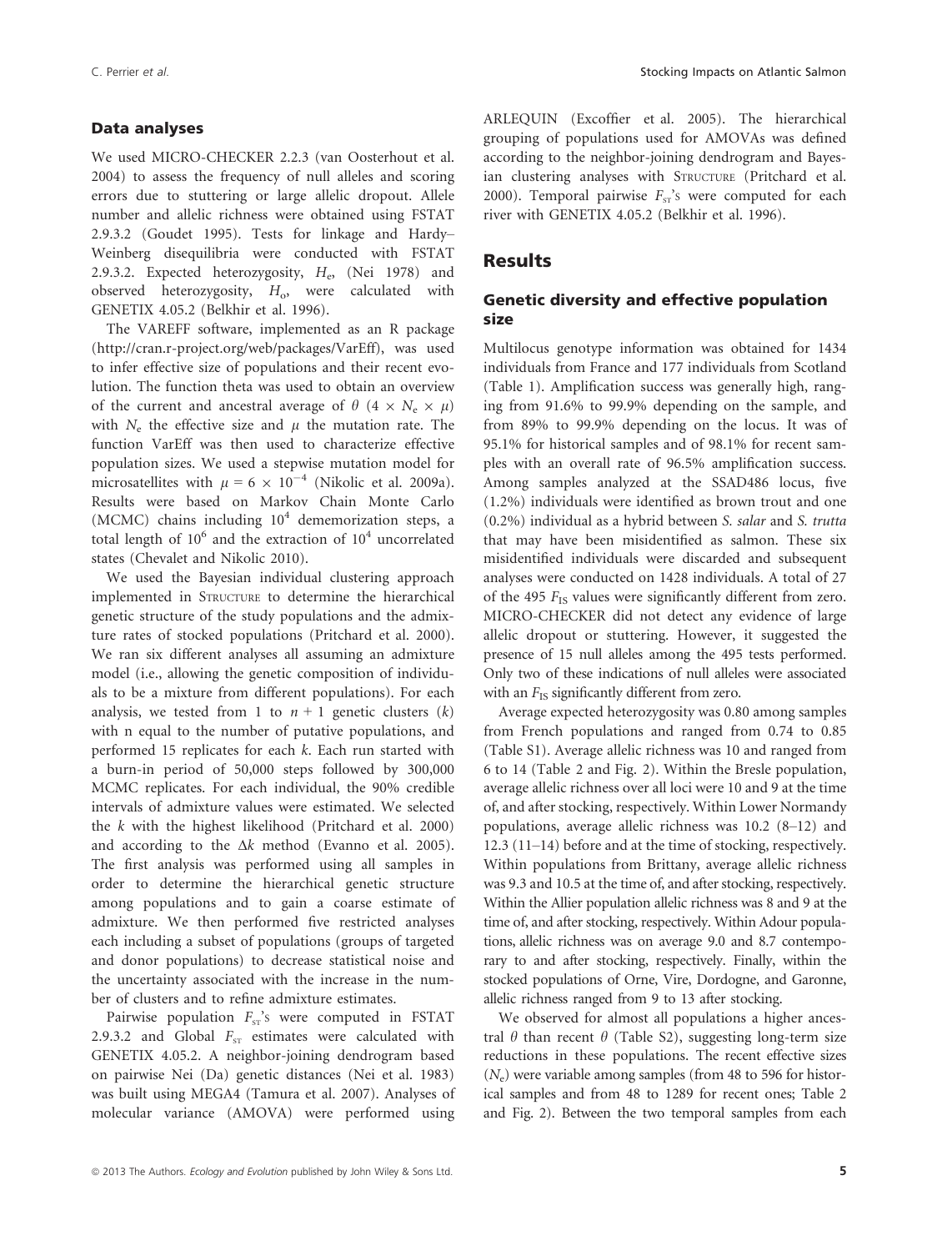### Data analyses

We used MICRO-CHECKER 2.2.3 (van Oosterhout et al. 2004) to assess the frequency of null alleles and scoring errors due to stuttering or large allelic dropout. Allele number and allelic richness were obtained using FSTAT 2.9.3.2 (Goudet 1995). Tests for linkage and Hardy–Weinberg disequilibria were conducted with FSTAT 2.9.3.2. Expected heterozygosity, $H_e$, (Nei 1978) and observed heterozygosity, $H_o$, were calculated with GENETIX 4.05.2 (Belkhir et al. 1996).

The VAREFF software, implemented as an R package (http://cran.r-project.org/web/packages/VarEff), was used to infer effective size of populations and their recent evolution. The function theta was used to obtain an overview of the current and ancestral average of $\theta$ ($4 \times N_e \times \mu$) with $N_e$ the effective size and $\mu$ the mutation rate. The function VarEff was then used to characterize effective population sizes. We used a stepwise mutation model for microsatellites with $\mu = 6 \times 10^{-4}$ (Nikolic et al. 2009a). Results were based on Markov Chain Monte Carlo (MCMC) chains including $10^4$ dememorization steps, a total length of $10^6$ and the extraction of $10^4$ uncorrelated states (Chevalet and Nikolic 2010).

We used the Bayesian individual clustering approach implemented in STRUCTURE to determine the hierarchical genetic structure of the study populations and the admixture rates of stocked populations (Pritchard et al. 2000). We ran six different analyses all assuming an admixture model (i.e., allowing the genetic composition of individuals to be a mixture from different populations). For each analysis, we tested from 1 to $n + 1$ genetic clusters ($k$) with n equal to the number of putative populations, and performed 15 replicates for each $k$. Each run started with a burn-in period of 50,000 steps followed by 300,000 MCMC replicates. For each individual, the 90% credible intervals of admixture values were estimated. We selected the $k$ with the highest likelihood (Pritchard et al. 2000) and according to the $\Delta k$ method (Evanno et al. 2005). The first analysis was performed using all samples in order to determine the hierarchical genetic structure among populations and to gain a coarse estimate of admixture. We then performed five restricted analyses each including a subset of populations (groups of targeted and donor populations) to decrease statistical noise and the uncertainty associated with the increase in the number of clusters and to refine admixture estimates.

Pairwise population $F_{ST}$'s were computed in FSTAT 2.9.3.2 and Global $F_{ST}$ estimates were calculated with GENETIX 4.05.2. A neighbor-joining dendrogram based on pairwise Nei (Da) genetic distances (Nei et al. 1983) was built using MEGA4 (Tamura et al. 2007). Analyses of molecular variance (AMOVA) were performed using ARLEQUIN (Excoffier et al. 2005). The hierarchical grouping of populations used for AMOVAs was defined according to the neighbor-joining dendrogram and Bayesian clustering analyses with STRUCTURE (Pritchard et al. 2000). Temporal pairwise $F_{ST}$'s were computed for each river with GENETIX 4.05.2 (Belkhir et al. 1996).

## Results

### Genetic diversity and effective population size

Multilocus genotype information was obtained for 1434 individuals from France and 177 individuals from Scotland (Table 1). Amplification success was generally high, ranging from 91.6% to 99.9% depending on the sample, and from 89% to 99.9% depending on the locus. It was of 95.1% for historical samples and of 98.1% for recent samples with an overall rate of 96.5% amplification success. Among samples analyzed at the SSAD486 locus, five (1.2%) individuals were identified as brown trout and one (0.2%) individual as a hybrid between *S. salar* and *S. trutta* that may have been misidentified as salmon. These six misidentified individuals were discarded and subsequent analyses were conducted on 1428 individuals. A total of 27 of the 495 $F_{IS}$ values were significantly different from zero. MICRO-CHECKER did not detect any evidence of large allelic dropout or stuttering. However, it suggested the presence of 15 null alleles among the 495 tests performed. Only two of these indications of null alleles were associated with an $F_{IS}$ significantly different from zero.

Average expected heterozygosity was 0.80 among samples from French populations and ranged from 0.74 to 0.85 (Table S1). Average allelic richness was 10 and ranged from 6 to 14 (Table 2 and Fig. 2). Within the Bresle population, average allelic richness over all loci were 10 and 9 at the time of, and after stocking, respectively. Within Lower Normandy populations, average allelic richness was 10.2 (8–12) and 12.3 (11–14) before and at the time of stocking, respectively. Within populations from Brittany, average allelic richness was 9.3 and 10.5 at the time of, and after stocking, respectively. Within the Allier population allelic richness was 8 and 9 at the time of, and after stocking, respectively. Within Adour populations, allelic richness was on average 9.0 and 8.7 contemporary to and after stocking, respectively. Finally, within the stocked populations of Orne, Vire, Dordogne, and Garonne, allelic richness ranged from 9 to 13 after stocking.

We observed for almost all populations a higher ancestral $\theta$ than recent $\theta$ (Table S2), suggesting long-term size reductions in these populations. The recent effective sizes ($N_e$) were variable among samples (from 48 to 596 for historical samples and from 48 to 1289 for recent ones; Table 2 and Fig. 2). Between the two temporal samples from each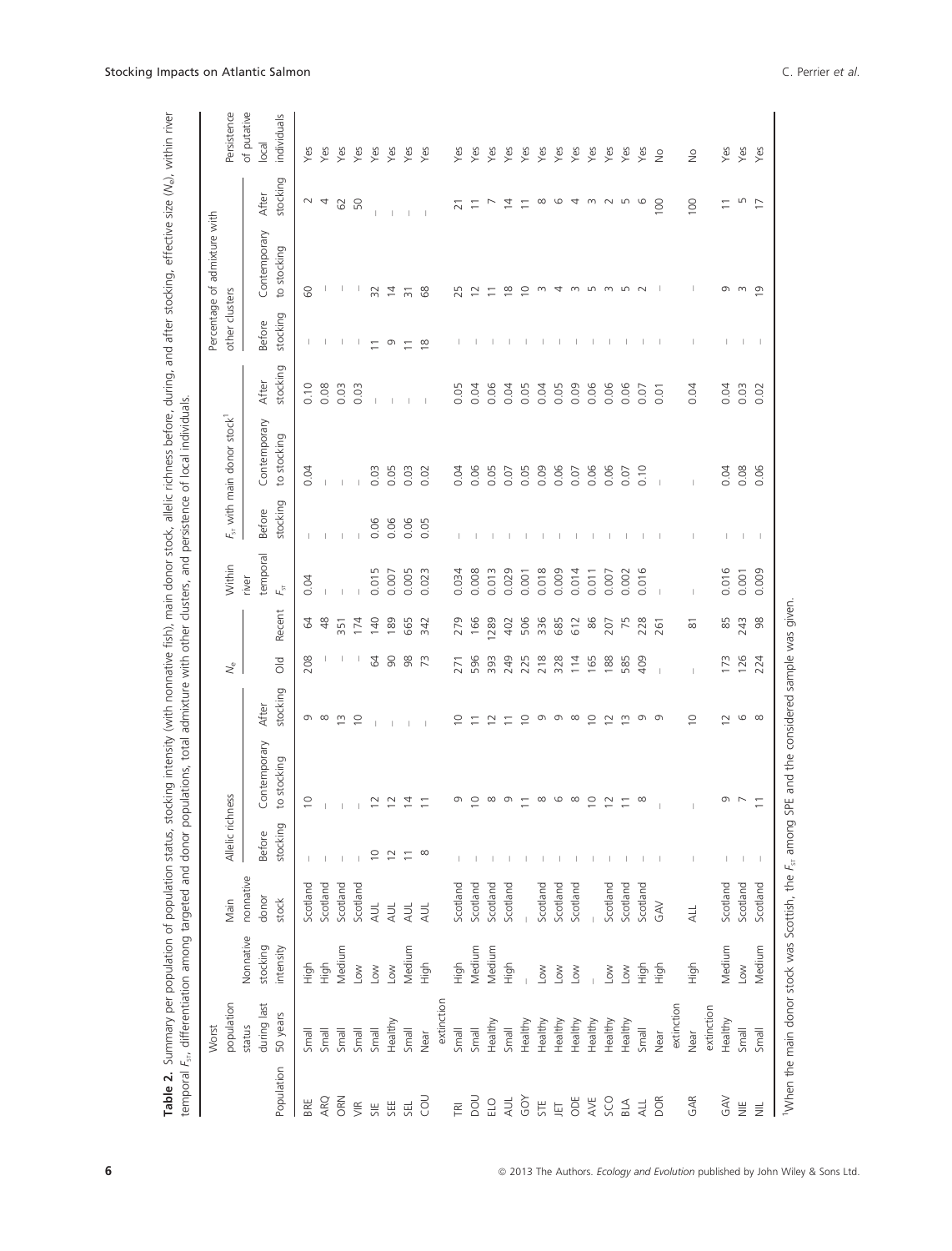**Table 2.** Summary per population of population status, stocking intensity (with nonnative fish), main donor stock, allelic richness before, during, and after stocking, effective size ($N_e$), within river temporal $F_{ST}$, differentiation among targeted and donor populations, total admixture with other clusters, and persistence of local individuals.

| Population | Worst population status during last 50 years | Nonnative stocking intensity | Main nonnative donor stock | Allelic richness | | | $N_e$ | | Within river temporal $F_{ST}$ | $F_{ST}$ with main donor stock[1] | | | Percentage of admixture with other clusters | | | Persistence of putative local individuals |
|---|---|---|---|---|---|---|---|---|---|---|---|---|---|---|---|---|
| | | | | Before stocking | Contemporary to stocking | After stocking | Old | Recent | | Before stocking | Contemporary to stocking | After stocking | Before stocking | Contemporary to stocking | After stocking | |
| BRE | Small | High | Scotland | – | 10 | 9 | 208 | 64 | 0.04 | – | 0.04 | 0.10 | – | 60 | 2 | Yes |
| ARQ | Small | High | Scotland | – | – | 8 | – | 48 | – | – | – | 0.08 | – | – | 4 | Yes |
| ORN | Small | Medium | Scotland | – | – | 13 | – | 351 | – | – | – | 0.03 | – | – | 62 | Yes |
| VIR | Small | Low | Scotland | – | – | 10 | – | 174 | – | – | – | 0.03 | – | – | 50 | Yes |
| SIE | Small | Low | AUL | 10 | 12 | – | 64 | 140 | 0.015 | 0.06 | 0.03 | – | 11 | 32 | – | Yes |
| SEE | Healthy | Low | AUL | 12 | 12 | – | 90 | 189 | 0.007 | 0.06 | 0.05 | – | 9 | 14 | – | Yes |
| SEL | Small | Medium | AUL | 11 | 14 | – | 98 | 665 | 0.005 | 0.06 | 0.03 | – | 11 | 31 | – | Yes |
| COU | Near extinction | High | AUL | 8 | 11 | – | 73 | 342 | 0.023 | 0.05 | 0.02 | – | 18 | 68 | – | Yes |
| TRI | Small | High | Scotland | – | 9 | 10 | 271 | 279 | 0.034 | – | 0.04 | 0.05 | – | 25 | 21 | Yes |
| DOU | Small | Medium | Scotland | – | 10 | 11 | 596 | 166 | 0.008 | – | 0.06 | 0.04 | – | 12 | 11 | Yes |
| ELO | Healthy | Medium | Scotland | – | 8 | 12 | 393 | 1289 | 0.013 | – | 0.05 | 0.06 | – | 11 | 7 | Yes |
| AUL | Small | High | Scotland | – | 9 | 11 | 249 | 402 | 0.029 | – | 0.07 | 0.04 | – | 18 | 14 | Yes |
| GOY | Healthy | – | – | – | 11 | 10 | 225 | 506 | 0.001 | – | 0.05 | 0.05 | – | 10 | 11 | Yes |
| STE | Healthy | Low | Scotland | – | 8 | 9 | 218 | 336 | 0.018 | – | 0.09 | 0.04 | – | 3 | 8 | Yes |
| JET | Healthy | Low | Scotland | – | 6 | 9 | 328 | 685 | 0.009 | – | 0.06 | 0.05 | – | 4 | 6 | Yes |
| ODE | Healthy | Low | Scotland | – | 8 | 8 | 114 | 612 | 0.014 | – | 0.07 | 0.09 | – | 3 | 4 | Yes |
| AVE | Healthy | – | – | – | 10 | 10 | 165 | 86 | 0.011 | – | 0.06 | 0.06 | – | 5 | 3 | Yes |
| SCO | Healthy | Low | Scotland | – | 12 | 12 | 188 | 207 | 0.007 | – | 0.06 | 0.06 | – | 3 | 2 | Yes |
| BLA | Healthy | Low | Scotland | – | 11 | 13 | 585 | 75 | 0.002 | – | 0.07 | 0.06 | – | 5 | 5 | Yes |
| ALL | Small | High | Scotland | – | 8 | 9 | 409 | 228 | 0.016 | – | 0.10 | 0.07 | – | 2 | 6 | Yes |
| DOR | Near extinction | High | GAV | – | – | 9 | – | 261 | – | – | – | 0.01 | – | – | 100 | No |
| GAR | Near extinction | High | ALL | – | – | 10 | – | 81 | – | – | – | 0.04 | – | – | 100 | No |
| GAV | Healthy | Medium | Scotland | – | 9 | 12 | 173 | 85 | 0.016 | – | 0.04 | 0.04 | – | 9 | 11 | Yes |
| NIE | Small | Low | Scotland | – | 7 | 6 | 126 | 243 | 0.001 | – | 0.08 | 0.03 | – | 3 | 5 | Yes |
| NIL | Small | Medium | Scotland | – | 11 | 8 | 224 | 98 | 0.009 | – | 0.06 | 0.02 | – | 19 | 17 | Yes |

[1]When the main donor stock was Scottish, the $F_{ST}$ among SPE and the considered sample was given.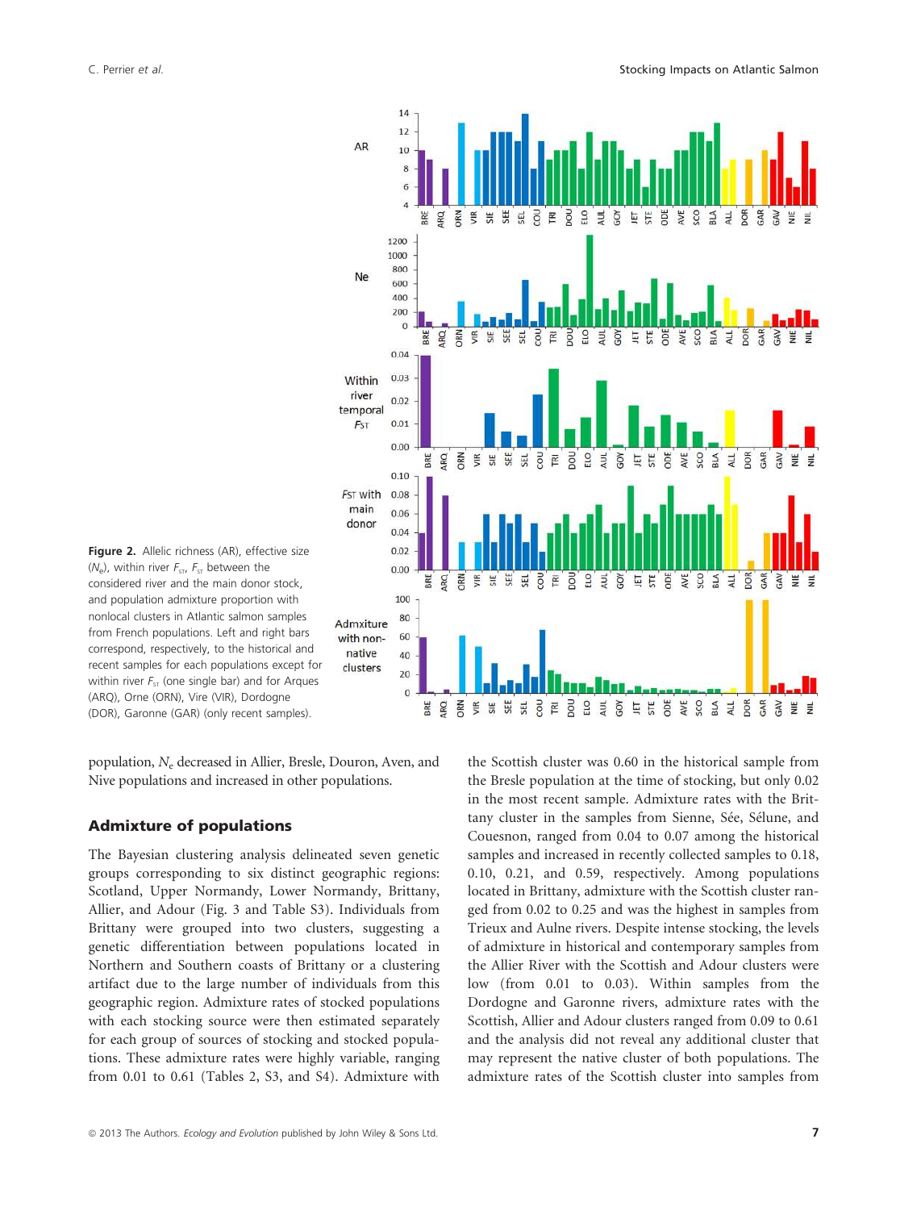**Figure 2.** Allelic richness (AR), effective size ($N_e$), within river $F_{ST}$, $F_{ST}$ between the considered river and the main donor stock, and population admixture proportion with nonlocal clusters in Atlantic salmon samples from French populations. Left and right bars correspond, respectively, to the historical and recent samples for each populations except for within river $F_{ST}$ (one single bar) and for Arques (ARQ), Orne (ORN), Vire (VIR), Dordogne (DOR), Garonne (GAR) (only recent samples).

population, $N_e$ decreased in Allier, Bresle, Douron, Aven, and Nive populations and increased in other populations.

## Admixture of populations

The Bayesian clustering analysis delineated seven genetic groups corresponding to six distinct geographic regions: Scotland, Upper Normandy, Lower Normandy, Brittany, Allier, and Adour (Fig. 3 and Table S3). Individuals from Brittany were grouped into two clusters, suggesting a genetic differentiation between populations located in Northern and Southern coasts of Brittany or a clustering artifact due to the large number of individuals from this geographic region. Admixture rates of stocked populations with each stocking source were then estimated separately for each group of sources of stocking and stocked populations. These admixture rates were highly variable, ranging from 0.01 to 0.61 (Tables 2, S3, and S4). Admixture with the Scottish cluster was 0.60 in the historical sample from the Bresle population at the time of stocking, but only 0.02 in the most recent sample. Admixture rates with the Brittany cluster in the samples from Sienne, Sée, Sélune, and Couesnon, ranged from 0.04 to 0.07 among the historical samples and increased in recently collected samples to 0.18, 0.10, 0.21, and 0.59, respectively. Among populations located in Brittany, admixture with the Scottish cluster ranged from 0.02 to 0.25 and was the highest in samples from Trieux and Aulne rivers. Despite intense stocking, the levels of admixture in historical and contemporary samples from the Allier River with the Scottish and Adour clusters were low (from 0.01 to 0.03). Within samples from the Dordogne and Garonne rivers, admixture rates with the Scottish, Allier and Adour clusters ranged from 0.09 to 0.61 and the analysis did not reveal any additional cluster that may represent the native cluster of both populations. The admixture rates of the Scottish cluster into samples from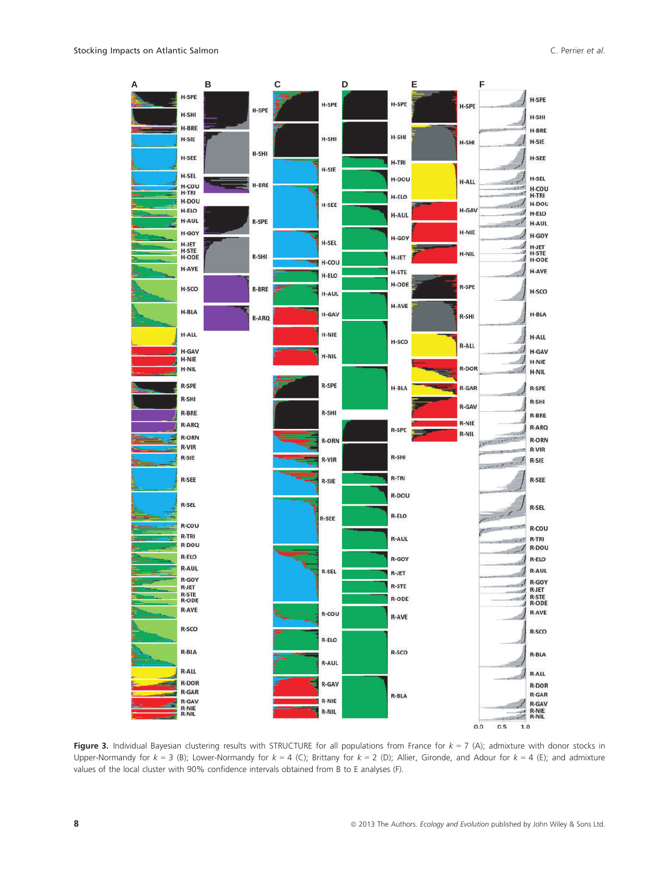**Figure 3.** Individual Bayesian clustering results with STRUCTURE for all populations from France for $k = 7$ (A); admixture with donor stocks in Upper-Normandy for $k = 3$ (B); Lower-Normandy for $k = 4$ (C); Brittany for $k = 2$ (D); Allier, Gironde, and Adour for $k = 4$ (E); and admixture values of the local cluster with 90% confidence intervals obtained from B to E analyses (F).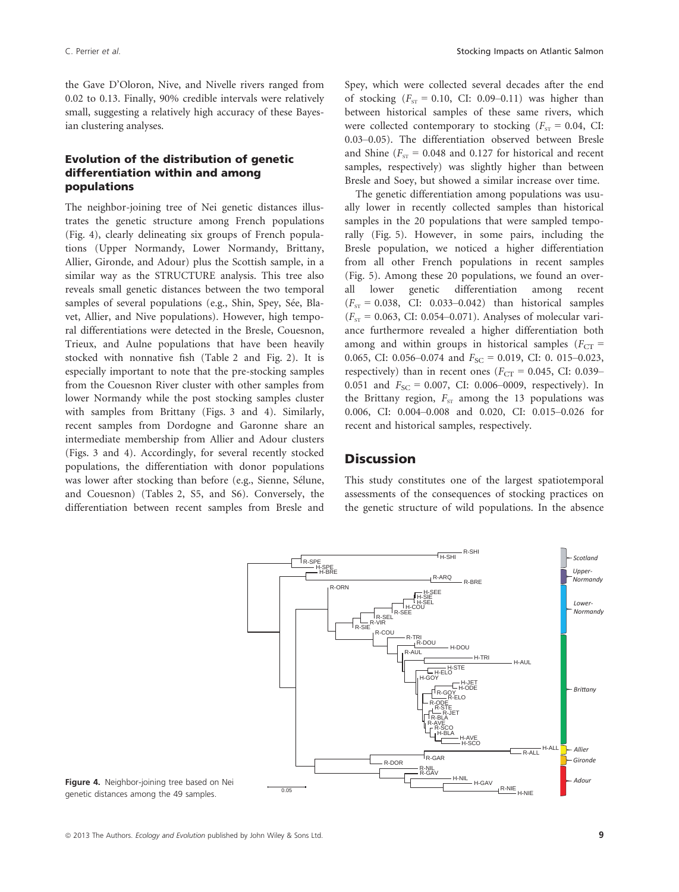the Gave D'Oloron, Nive, and Nivelle rivers ranged from 0.02 to 0.13. Finally, 90% credible intervals were relatively small, suggesting a relatively high accuracy of these Bayesian clustering analyses.

### Evolution of the distribution of genetic differentiation within and among populations

The neighbor-joining tree of Nei genetic distances illustrates the genetic structure among French populations (Fig. 4), clearly delineating six groups of French populations (Upper Normandy, Lower Normandy, Brittany, Allier, Gironde, and Adour) plus the Scottish sample, in a similar way as the STRUCTURE analysis. This tree also reveals small genetic distances between the two temporal samples of several populations (e.g., Shin, Spey, Sée, Blavet, Allier, and Nive populations). However, high temporal differentiations were detected in the Bresle, Couesnon, Trieux, and Aulne populations that have been heavily stocked with nonnative fish (Table 2 and Fig. 2). It is especially important to note that the pre-stocking samples from the Couesnon River cluster with other samples from lower Normandy while the post stocking samples cluster with samples from Brittany (Figs. 3 and 4). Similarly, recent samples from Dordogne and Garonne share an intermediate membership from Allier and Adour clusters (Figs. 3 and 4). Accordingly, for several recently stocked populations, the differentiation with donor populations was lower after stocking than before (e.g., Sienne, Sélune, and Couesnon) (Tables 2, S5, and S6). Conversely, the differentiation between recent samples from Bresle and Spey, which were collected several decades after the end of stocking ($F_{ST}$ = 0.10, CI: 0.09–0.11) was higher than between historical samples of these same rivers, which were collected contemporary to stocking ($F_{ST}$ = 0.04, CI: 0.03–0.05). The differentiation observed between Bresle and Shine ($F_{ST}$ = 0.048 and 0.127 for historical and recent samples, respectively) was slightly higher than between Bresle and Soey, but showed a similar increase over time.

The genetic differentiation among populations was usually lower in recently collected samples than historical samples in the 20 populations that were sampled temporally (Fig. 5). However, in some pairs, including the Bresle population, we noticed a higher differentiation from all other French populations in recent samples (Fig. 5). Among these 20 populations, we found an overall lower genetic differentiation among recent ($F_{ST}$ = 0.038, CI: 0.033–0.042) than historical samples ($F_{ST}$ = 0.063, CI: 0.054–0.071). Analyses of molecular variance furthermore revealed a higher differentiation both among and within groups in historical samples ($F_{CT}$ = 0.065, CI: 0.056–0.074 and $F_{SC}$ = 0.019, CI: 0. 015–0.023, respectively) than in recent ones ($F_{CT}$ = 0.045, CI: 0.039–0.051 and $F_{SC}$ = 0.007, CI: 0.006–0009, respectively). In the Brittany region, $F_{ST}$ among the 13 populations was 0.006, CI: 0.004–0.008 and 0.020, CI: 0.015–0.026 for recent and historical samples, respectively.

## Discussion

This study constitutes one of the largest spatiotemporal assessments of the consequences of stocking practices on the genetic structure of wild populations. In the absence

**Figure 4.** Neighbor-joining tree based on Nei genetic distances among the 49 samples.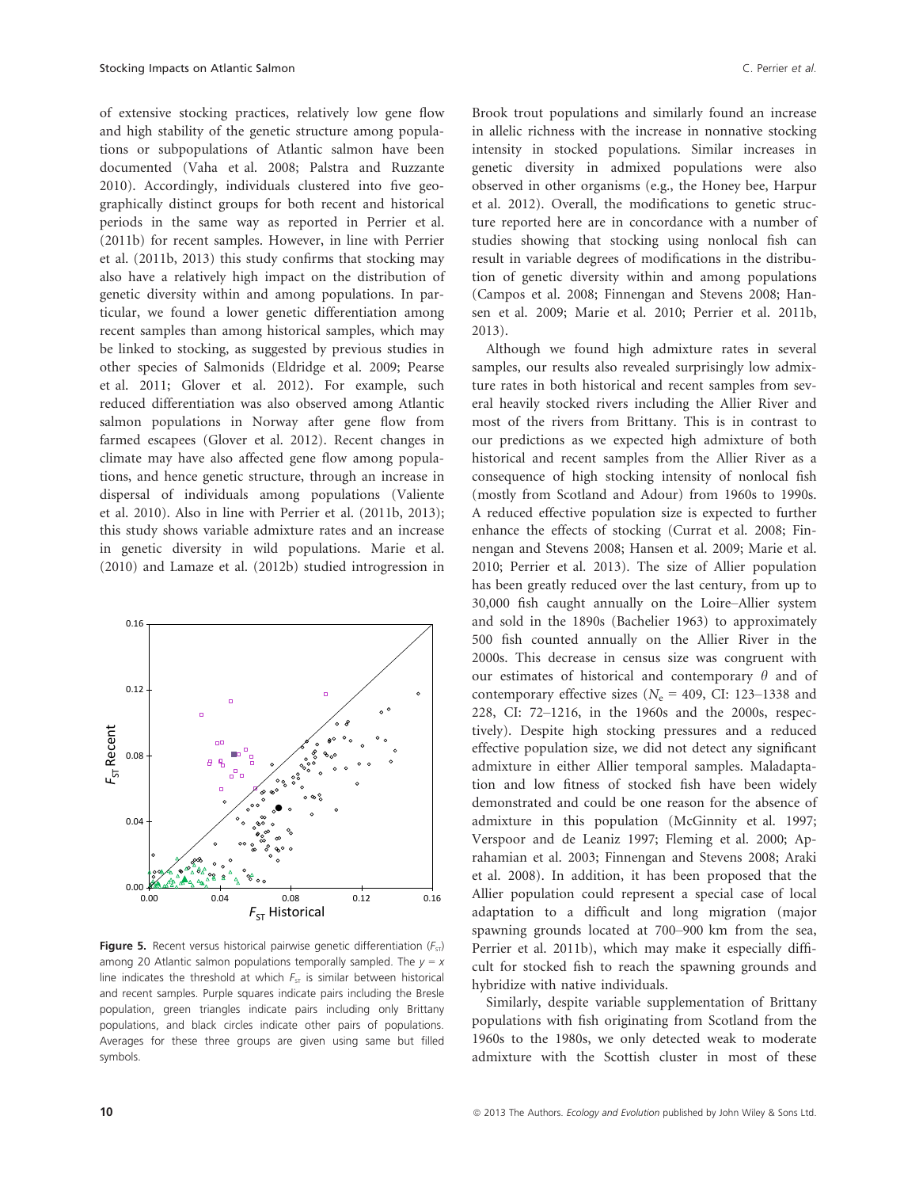of extensive stocking practices, relatively low gene flow and high stability of the genetic structure among populations or subpopulations of Atlantic salmon have been documented (Vaha et al. 2008; Palstra and Ruzzante 2010). Accordingly, individuals clustered into five geographically distinct groups for both recent and historical periods in the same way as reported in Perrier et al. (2011b) for recent samples. However, in line with Perrier et al. (2011b, 2013) this study confirms that stocking may also have a relatively high impact on the distribution of genetic diversity within and among populations. In particular, we found a lower genetic differentiation among recent samples than among historical samples, which may be linked to stocking, as suggested by previous studies in other species of Salmonids (Eldridge et al. 2009; Pearse et al. 2011; Glover et al. 2012). For example, such reduced differentiation was also observed among Atlantic salmon populations in Norway after gene flow from farmed escapees (Glover et al. 2012). Recent changes in climate may have also affected gene flow among populations, and hence genetic structure, through an increase in dispersal of individuals among populations (Valiente et al. 2010). Also in line with Perrier et al. (2011b, 2013); this study shows variable admixture rates and an increase in genetic diversity in wild populations. Marie et al. (2010) and Lamaze et al. (2012b) studied introgression in Brook trout populations and similarly found an increase in allelic richness with the increase in nonnative stocking intensity in stocked populations. Similar increases in genetic diversity in admixed populations were also observed in other organisms (e.g., the Honey bee, Harpur et al. 2012). Overall, the modifications to genetic structure reported here are in concordance with a number of studies showing that stocking using nonlocal fish can result in variable degrees of modifications in the distribution of genetic diversity within and among populations (Campos et al. 2008; Finnengan and Stevens 2008; Hansen et al. 2009; Marie et al. 2010; Perrier et al. 2011b, 2013).

Figure 5. Recent versus historical pairwise genetic differentiation ($F_{ST}$) among 20 Atlantic salmon populations temporally sampled. The $y = x$ line indicates the threshold at which $F_{ST}$ is similar between historical and recent samples. Purple squares indicate pairs including the Bresle population, green triangles indicate pairs including only Brittany populations, and black circles indicate other pairs of populations. Averages for these three groups are given using same but filled symbols.

Although we found high admixture rates in several samples, our results also revealed surprisingly low admixture rates in both historical and recent samples from several heavily stocked rivers including the Allier River and most of the rivers from Brittany. This is in contrast to our predictions as we expected high admixture of both historical and recent samples from the Allier River as a consequence of high stocking intensity of nonlocal fish (mostly from Scotland and Adour) from 1960s to 1990s. A reduced effective population size is expected to further enhance the effects of stocking (Currat et al. 2008; Finnengan and Stevens 2008; Hansen et al. 2009; Marie et al. 2010; Perrier et al. 2013). The size of Allier population has been greatly reduced over the last century, from up to 30,000 fish caught annually on the Loire–Allier system and sold in the 1890s (Bachelier 1963) to approximately 500 fish counted annually on the Allier River in the 2000s. This decrease in census size was congruent with our estimates of historical and contemporary $\theta$ and of contemporary effective sizes ($N_e$ = 409, CI: 123–1338 and 228, CI: 72–1216, in the 1960s and the 2000s, respectively). Despite high stocking pressures and a reduced effective population size, we did not detect any significant admixture in either Allier temporal samples. Maladaptation and low fitness of stocked fish have been widely demonstrated and could be one reason for the absence of admixture in this population (McGinnity et al. 1997; Verspoor and de Leaniz 1997; Fleming et al. 2000; Aprahamian et al. 2003; Finnengan and Stevens 2008; Araki et al. 2008). In addition, it has been proposed that the Allier population could represent a special case of local adaptation to a difficult and long migration (major spawning grounds located at 700–900 km from the sea, Perrier et al. 2011b), which may make it especially difficult for stocked fish to reach the spawning grounds and hybridize with native individuals.

Similarly, despite variable supplementation of Brittany populations with fish originating from Scotland from the 1960s to the 1980s, we only detected weak to moderate admixture with the Scottish cluster in most of these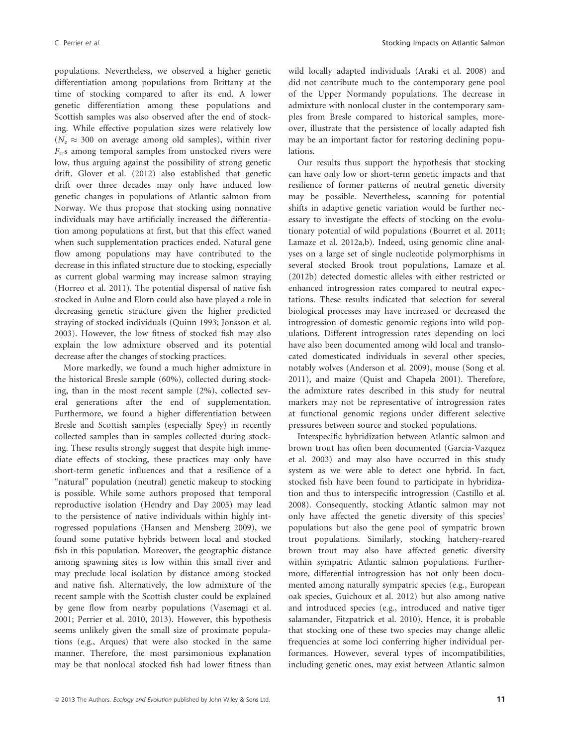populations. Nevertheless, we observed a higher genetic differentiation among populations from Brittany at the time of stocking compared to after its end. A lower genetic differentiation among these populations and Scottish samples was also observed after the end of stocking. While effective population sizes were relatively low ($N_e \approx 300$ on average among old samples), within river $F_{ST}$s among temporal samples from unstocked rivers were low, thus arguing against the possibility of strong genetic drift. Glover et al. (2012) also established that genetic drift over three decades may only have induced low genetic changes in populations of Atlantic salmon from Norway. We thus propose that stocking using nonnative individuals may have artificially increased the differentiation among populations at first, but that this effect waned when such supplementation practices ended. Natural gene flow among populations may have contributed to the decrease in this inflated structure due to stocking, especially as current global warming may increase salmon straying (Horreo et al. 2011). The potential dispersal of native fish stocked in Aulne and Elorn could also have played a role in decreasing genetic structure given the higher predicted straying of stocked individuals (Quinn 1993; Jonsson et al. 2003). However, the low fitness of stocked fish may also explain the low admixture observed and its potential decrease after the changes of stocking practices.

More markedly, we found a much higher admixture in the historical Bresle sample (60%), collected during stocking, than in the most recent sample (2%), collected several generations after the end of supplementation. Furthermore, we found a higher differentiation between Bresle and Scottish samples (especially Spey) in recently collected samples than in samples collected during stocking. These results strongly suggest that despite high immediate effects of stocking, these practices may only have short-term genetic influences and that a resilience of a "natural" population (neutral) genetic makeup to stocking is possible. While some authors proposed that temporal reproductive isolation (Hendry and Day 2005) may lead to the persistence of native individuals within highly introgressed populations (Hansen and Mensberg 2009), we found some putative hybrids between local and stocked fish in this population. Moreover, the geographic distance among spawning sites is low within this small river and may preclude local isolation by distance among stocked and native fish. Alternatively, the low admixture of the recent sample with the Scottish cluster could be explained by gene flow from nearby populations (Vasemagi et al. 2001; Perrier et al. 2010, 2013). However, this hypothesis seems unlikely given the small size of proximate populations (e.g., Arques) that were also stocked in the same manner. Therefore, the most parsimonious explanation may be that nonlocal stocked fish had lower fitness than wild locally adapted individuals (Araki et al. 2008) and did not contribute much to the contemporary gene pool of the Upper Normandy populations. The decrease in admixture with nonlocal cluster in the contemporary samples from Bresle compared to historical samples, moreover, illustrate that the persistence of locally adapted fish may be an important factor for restoring declining populations.

Our results thus support the hypothesis that stocking can have only low or short-term genetic impacts and that resilience of former patterns of neutral genetic diversity may be possible. Nevertheless, scanning for potential shifts in adaptive genetic variation would be further necessary to investigate the effects of stocking on the evolutionary potential of wild populations (Bourret et al. 2011; Lamaze et al. 2012a,b). Indeed, using genomic cline analyses on a large set of single nucleotide polymorphisms in several stocked Brook trout populations, Lamaze et al. (2012b) detected domestic alleles with either restricted or enhanced introgression rates compared to neutral expectations. These results indicated that selection for several biological processes may have increased or decreased the introgression of domestic genomic regions into wild populations. Different introgression rates depending on loci have also been documented among wild local and translocated domesticated individuals in several other species, notably wolves (Anderson et al. 2009), mouse (Song et al. 2011), and maize (Quist and Chapela 2001). Therefore, the admixture rates described in this study for neutral markers may not be representative of introgression rates at functional genomic regions under different selective pressures between source and stocked populations.

Interspecific hybridization between Atlantic salmon and brown trout has often been documented (Garcia-Vazquez et al. 2003) and may also have occurred in this study system as we were able to detect one hybrid. In fact, stocked fish have been found to participate in hybridization and thus to interspecific introgression (Castillo et al. 2008). Consequently, stocking Atlantic salmon may not only have affected the genetic diversity of this species' populations but also the gene pool of sympatric brown trout populations. Similarly, stocking hatchery-reared brown trout may also have affected genetic diversity within sympatric Atlantic salmon populations. Furthermore, differential introgression has not only been documented among naturally sympatric species (e.g., European oak species, Guichoux et al. 2012) but also among native and introduced species (e.g., introduced and native tiger salamander, Fitzpatrick et al. 2010). Hence, it is probable that stocking one of these two species may change allelic frequencies at some loci conferring higher individual performances. However, several types of incompatibilities, including genetic ones, may exist between Atlantic salmon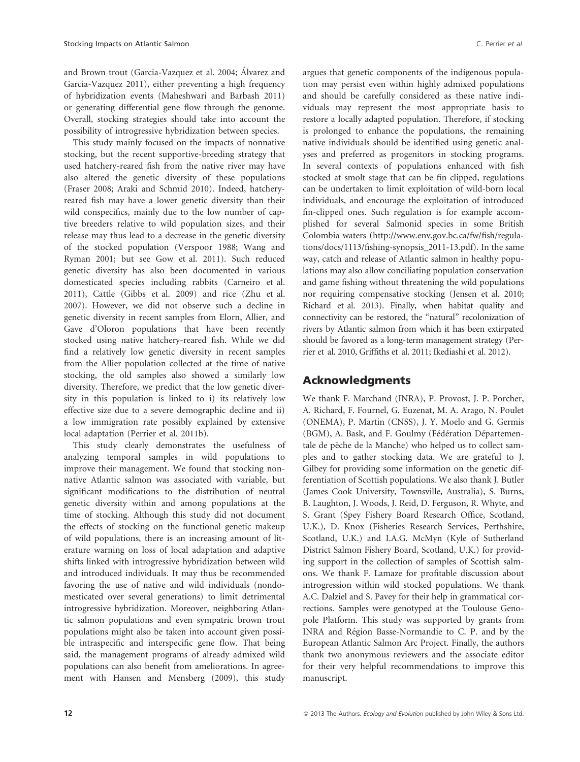and Brown trout (Garcia-Vazquez et al. 2004; Álvarez and Garcia-Vazquez 2011), either preventing a high frequency of hybridization events (Maheshwari and Barbash 2011) or generating differential gene flow through the genome. Overall, stocking strategies should take into account the possibility of introgressive hybridization between species.

This study mainly focused on the impacts of nonnative stocking, but the recent supportive-breeding strategy that used hatchery-reared fish from the native river may have also altered the genetic diversity of these populations (Fraser 2008; Araki and Schmid 2010). Indeed, hatchery-reared fish may have a lower genetic diversity than their wild conspecifics, mainly due to the low number of captive breeders relative to wild population sizes, and their release may thus lead to a decrease in the genetic diversity of the stocked population (Verspoor 1988; Wang and Ryman 2001; but see Gow et al. 2011). Such reduced genetic diversity has also been documented in various domesticated species including rabbits (Carneiro et al. 2011), Cattle (Gibbs et al. 2009) and rice (Zhu et al. 2007). However, we did not observe such a decline in genetic diversity in recent samples from Elorn, Allier, and Gave d'Oloron populations that have been recently stocked using native hatchery-reared fish. While we did find a relatively low genetic diversity in recent samples from the Allier population collected at the time of native stocking, the old samples also showed a similarly low diversity. Therefore, we predict that the low genetic diversity in this population is linked to i) its relatively low effective size due to a severe demographic decline and ii) a low immigration rate possibly explained by extensive local adaptation (Perrier et al. 2011b).

This study clearly demonstrates the usefulness of analyzing temporal samples in wild populations to improve their management. We found that stocking nonnative Atlantic salmon was associated with variable, but significant modifications to the distribution of neutral genetic diversity within and among populations at the time of stocking. Although this study did not document the effects of stocking on the functional genetic makeup of wild populations, there is an increasing amount of literature warning on loss of local adaptation and adaptive shifts linked with introgressive hybridization between wild and introduced individuals. It may thus be recommended favoring the use of native and wild individuals (nondomesticated over several generations) to limit detrimental introgressive hybridization. Moreover, neighboring Atlantic salmon populations and even sympatric brown trout populations might also be taken into account given possible intraspecific and interspecific gene flow. That being said, the management programs of already admixed wild populations can also benefit from ameliorations. In agreement with Hansen and Mensberg (2009), this study argues that genetic components of the indigenous population may persist even within highly admixed populations and should be carefully considered as these native individuals may represent the most appropriate basis to restore a locally adapted population. Therefore, if stocking is prolonged to enhance the populations, the remaining native individuals should be identified using genetic analyses and preferred as progenitors in stocking programs. In several contexts of populations enhanced with fish stocked at smolt stage that can be fin clipped, regulations can be undertaken to limit exploitation of wild-born local individuals, and encourage the exploitation of introduced fin-clipped ones. Such regulation is for example accomplished for several Salmonid species in some British Colombia waters (http://www.env.gov.bc.ca/fw/fish/regulations/docs/1113/fishing-synopsis_2011-13.pdf). In the same way, catch and release of Atlantic salmon in healthy populations may also allow conciliating population conservation and game fishing without threatening the wild populations nor requiring compensative stocking (Jensen et al. 2010; Richard et al. 2013). Finally, when habitat quality and connectivity can be restored, the "natural" recolonization of rivers by Atlantic salmon from which it has been extirpated should be favored as a long-term management strategy (Perrier et al. 2010, Griffiths et al. 2011; Ikediashi et al. 2012).

## Acknowledgments

We thank F. Marchand (INRA), P. Provost, J. P. Porcher, A. Richard, F. Fournel, G. Euzenat, M. A. Arago, N. Poulet (ONEMA), P. Martin (CNSS), J. Y. Moelo and G. Germis (BGM), A. Bask, and F. Goulmy (Fédération Départementale de pêche de la Manche) who helped us to collect samples and to gather stocking data. We are grateful to J. Gilbey for providing some information on the genetic differentiation of Scottish populations. We also thank J. Butler (James Cook University, Townsville, Australia), S. Burns, B. Laughton, J. Woods, J. Reid, D. Ferguson, R. Whyte, and S. Grant (Spey Fishery Board Research Office, Scotland, U.K.), D. Knox (Fisheries Research Services, Perthshire, Scotland, U.K.) and I.A.G. McMyn (Kyle of Sutherland District Salmon Fishery Board, Scotland, U.K.) for providing support in the collection of samples of Scottish salmons. We thank F. Lamaze for profitable discussion about introgression within wild stocked populations. We thank A.C. Dalziel and S. Pavey for their help in grammatical corrections. Samples were genotyped at the Toulouse Genopole Platform. This study was supported by grants from INRA and Région Basse-Normandie to C. P. and by the European Atlantic Salmon Arc Project. Finally, the authors thank two anonymous reviewers and the associate editor for their very helpful recommendations to improve this manuscript.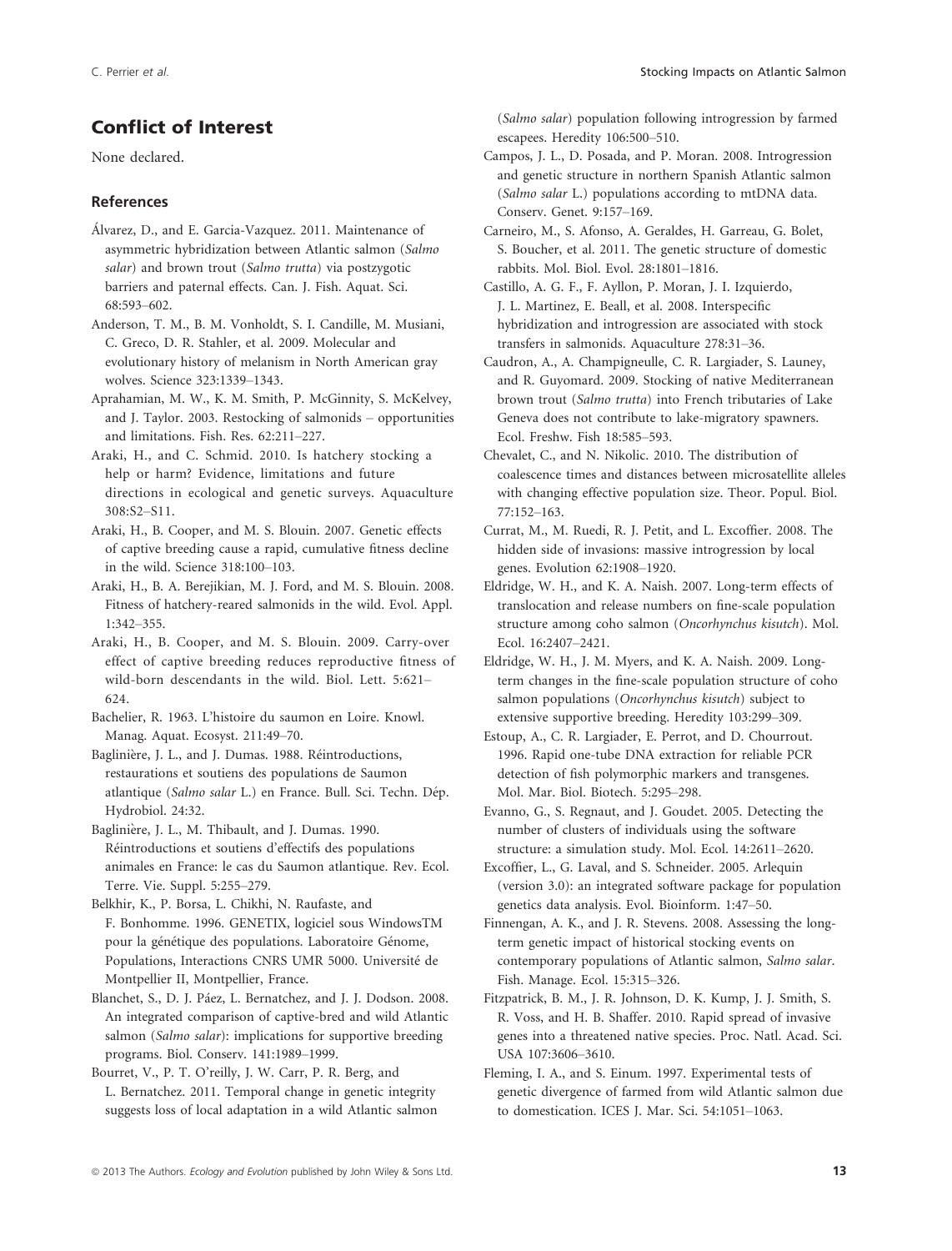## Conflict of Interest

None declared.

### References

Álvarez, D., and E. Garcia-Vazquez. 2011. Maintenance of asymmetric hybridization between Atlantic salmon (*Salmo salar*) and brown trout (*Salmo trutta*) via postzygotic barriers and paternal effects. Can. J. Fish. Aquat. Sci. 68:593–602.

Anderson, T. M., B. M. Vonholdt, S. I. Candille, M. Musiani, C. Greco, D. R. Stahler, et al. 2009. Molecular and evolutionary history of melanism in North American gray wolves. Science 323:1339–1343.

Aprahamian, M. W., K. M. Smith, P. McGinnity, S. McKelvey, and J. Taylor. 2003. Restocking of salmonids – opportunities and limitations. Fish. Res. 62:211–227.

Araki, H., and C. Schmid. 2010. Is hatchery stocking a help or harm? Evidence, limitations and future directions in ecological and genetic surveys. Aquaculture 308:S2–S11.

Araki, H., B. Cooper, and M. S. Blouin. 2007. Genetic effects of captive breeding cause a rapid, cumulative fitness decline in the wild. Science 318:100–103.

Araki, H., B. A. Berejikian, M. J. Ford, and M. S. Blouin. 2008. Fitness of hatchery-reared salmonids in the wild. Evol. Appl. 1:342–355.

Araki, H., B. Cooper, and M. S. Blouin. 2009. Carry-over effect of captive breeding reduces reproductive fitness of wild-born descendants in the wild. Biol. Lett. 5:621–624.

Bachelier, R. 1963. L'histoire du saumon en Loire. Knowl. Manag. Aquat. Ecosyst. 211:49–70.

Baglinière, J. L., and J. Dumas. 1988. Réintroductions, restaurations et soutiens des populations de Saumon atlantique (*Salmo salar* L.) en France. Bull. Sci. Techn. Dép. Hydrobiol. 24:32.

Baglinière, J. L., M. Thibault, and J. Dumas. 1990. Réintroductions et soutiens d'effectifs des populations animales en France: le cas du Saumon atlantique. Rev. Ecol. Terre. Vie. Suppl. 5:255–279.

Belkhir, K., P. Borsa, L. Chikhi, N. Raufaste, and F. Bonhomme. 1996. GENETIX, logiciel sous WindowsTM pour la génétique des populations. Laboratoire Génome, Populations, Interactions CNRS UMR 5000. Université de Montpellier II, Montpellier, France.

Blanchet, S., D. J. Páez, L. Bernatchez, and J. J. Dodson. 2008. An integrated comparison of captive-bred and wild Atlantic salmon (*Salmo salar*): implications for supportive breeding programs. Biol. Conserv. 141:1989–1999.

Bourret, V., P. T. O'reilly, J. W. Carr, P. R. Berg, and L. Bernatchez. 2011. Temporal change in genetic integrity suggests loss of local adaptation in a wild Atlantic salmon (*Salmo salar*) population following introgression by farmed escapees. Heredity 106:500–510.

Campos, J. L., D. Posada, and P. Moran. 2008. Introgression and genetic structure in northern Spanish Atlantic salmon (*Salmo salar* L.) populations according to mtDNA data. Conserv. Genet. 9:157–169.

Carneiro, M., S. Afonso, A. Geraldes, H. Garreau, G. Bolet, S. Boucher, et al. 2011. The genetic structure of domestic rabbits. Mol. Biol. Evol. 28:1801–1816.

Castillo, A. G. F., F. Ayllon, P. Moran, J. I. Izquierdo, J. L. Martinez, E. Beall, et al. 2008. Interspecific hybridization and introgression are associated with stock transfers in salmonids. Aquaculture 278:31–36.

Caudron, A., A. Champigneulle, C. R. Largiader, S. Launey, and R. Guyomard. 2009. Stocking of native Mediterranean brown trout (*Salmo trutta*) into French tributaries of Lake Geneva does not contribute to lake-migratory spawners. Ecol. Freshw. Fish 18:585–593.

Chevalet, C., and N. Nikolic. 2010. The distribution of coalescence times and distances between microsatellite alleles with changing effective population size. Theor. Popul. Biol. 77:152–163.

Currat, M., M. Ruedi, R. J. Petit, and L. Excoffier. 2008. The hidden side of invasions: massive introgression by local genes. Evolution 62:1908–1920.

Eldridge, W. H., and K. A. Naish. 2007. Long-term effects of translocation and release numbers on fine-scale population structure among coho salmon (*Oncorhynchus kisutch*). Mol. Ecol. 16:2407–2421.

Eldridge, W. H., J. M. Myers, and K. A. Naish. 2009. Long-term changes in the fine-scale population structure of coho salmon populations (*Oncorhynchus kisutch*) subject to extensive supportive breeding. Heredity 103:299–309.

Estoup, A., C. R. Largiader, E. Perrot, and D. Chourrout. 1996. Rapid one-tube DNA extraction for reliable PCR detection of fish polymorphic markers and transgenes. Mol. Mar. Biol. Biotech. 5:295–298.

Evanno, G., S. Regnaut, and J. Goudet. 2005. Detecting the number of clusters of individuals using the software structure: a simulation study. Mol. Ecol. 14:2611–2620.

Excoffier, L., G. Laval, and S. Schneider. 2005. Arlequin (version 3.0): an integrated software package for population genetics data analysis. Evol. Bioinform. 1:47–50.

Finnengan, A. K., and J. R. Stevens. 2008. Assessing the long-term genetic impact of historical stocking events on contemporary populations of Atlantic salmon, *Salmo salar*. Fish. Manage. Ecol. 15:315–326.

Fitzpatrick, B. M., J. R. Johnson, D. K. Kump, J. J. Smith, S. R. Voss, and H. B. Shaffer. 2010. Rapid spread of invasive genes into a threatened native species. Proc. Natl. Acad. Sci. USA 107:3606–3610.

Fleming, I. A., and S. Einum. 1997. Experimental tests of genetic divergence of farmed from wild Atlantic salmon due to domestication. ICES J. Mar. Sci. 54:1051–1063.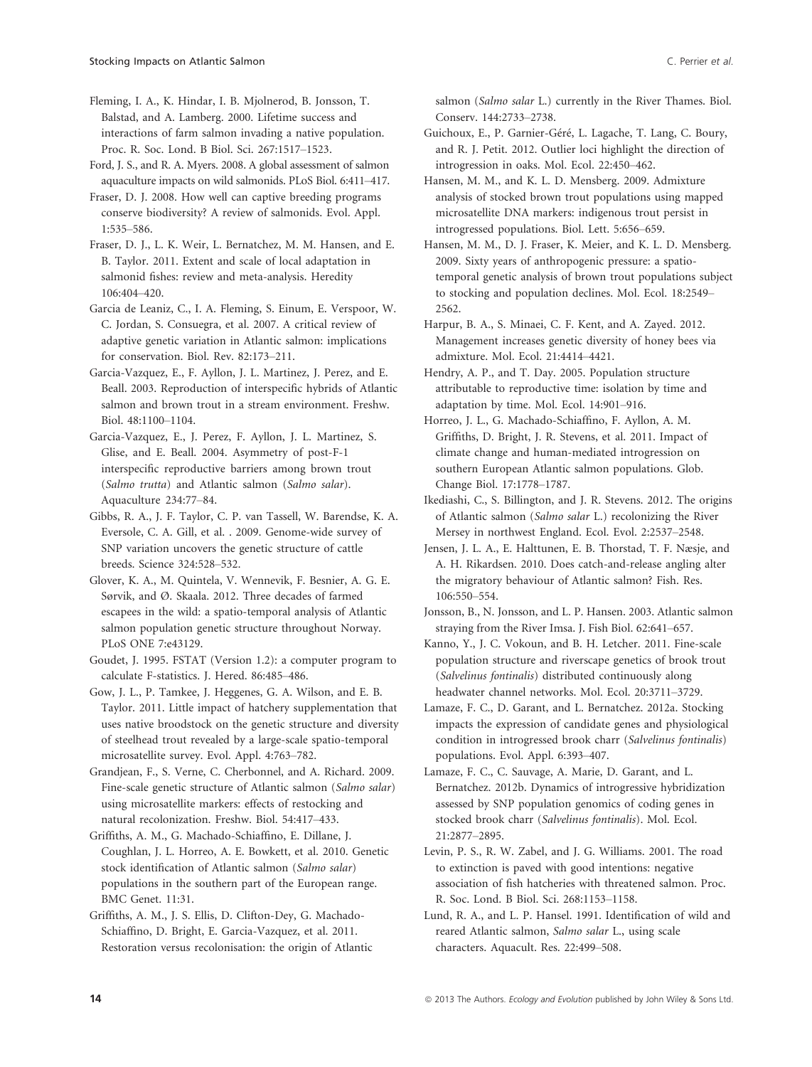Fleming, I. A., K. Hindar, I. B. Mjolnerod, B. Jonsson, T. Balstad, and A. Lamberg. 2000. Lifetime success and interactions of farm salmon invading a native population. Proc. R. Soc. Lond. B Biol. Sci. 267:1517–1523.

Ford, J. S., and R. A. Myers. 2008. A global assessment of salmon aquaculture impacts on wild salmonids. PLoS Biol. 6:411–417.

Fraser, D. J. 2008. How well can captive breeding programs conserve biodiversity? A review of salmonids. Evol. Appl. 1:535–586.

Fraser, D. J., L. K. Weir, L. Bernatchez, M. M. Hansen, and E. B. Taylor. 2011. Extent and scale of local adaptation in salmonid fishes: review and meta-analysis. Heredity 106:404–420.

Garcia de Leaniz, C., I. A. Fleming, S. Einum, E. Verspoor, W. C. Jordan, S. Consuegra, et al. 2007. A critical review of adaptive genetic variation in Atlantic salmon: implications for conservation. Biol. Rev. 82:173–211.

Garcia-Vazquez, E., F. Ayllon, J. L. Martinez, J. Perez, and E. Beall. 2003. Reproduction of interspecific hybrids of Atlantic salmon and brown trout in a stream environment. Freshw. Biol. 48:1100–1104.

Garcia-Vazquez, E., J. Perez, F. Ayllon, J. L. Martinez, S. Glise, and E. Beall. 2004. Asymmetry of post-F-1 interspecific reproductive barriers among brown trout (*Salmo trutta*) and Atlantic salmon (*Salmo salar*). Aquaculture 234:77–84.

Gibbs, R. A., J. F. Taylor, C. P. van Tassell, W. Barendse, K. A. Eversole, C. A. Gill, et al. . 2009. Genome-wide survey of SNP variation uncovers the genetic structure of cattle breeds. Science 324:528–532.

Glover, K. A., M. Quintela, V. Wennevik, F. Besnier, A. G. E. Sørvik, and Ø. Skaala. 2012. Three decades of farmed escapees in the wild: a spatio-temporal analysis of Atlantic salmon population genetic structure throughout Norway. PLoS ONE 7:e43129.

Goudet, J. 1995. FSTAT (Version 1.2): a computer program to calculate F-statistics. J. Hered. 86:485–486.

Gow, J. L., P. Tamkee, J. Heggenes, G. A. Wilson, and E. B. Taylor. 2011. Little impact of hatchery supplementation that uses native broodstock on the genetic structure and diversity of steelhead trout revealed by a large-scale spatio-temporal microsatellite survey. Evol. Appl. 4:763–782.

Grandjean, F., S. Verne, C. Cherbonnel, and A. Richard. 2009. Fine-scale genetic structure of Atlantic salmon (*Salmo salar*) using microsatellite markers: effects of restocking and natural recolonization. Freshw. Biol. 54:417–433.

Griffiths, A. M., G. Machado-Schiaffino, E. Dillane, J. Coughlan, J. L. Horreo, A. E. Bowkett, et al. 2010. Genetic stock identification of Atlantic salmon (*Salmo salar*) populations in the southern part of the European range. BMC Genet. 11:31.

Griffiths, A. M., J. S. Ellis, D. Clifton-Dey, G. Machado-Schiaffino, D. Bright, E. Garcia-Vazquez, et al. 2011. Restoration versus recolonisation: the origin of Atlantic salmon (*Salmo salar* L.) currently in the River Thames. Biol. Conserv. 144:2733–2738.

Guichoux, E., P. Garnier-Géré, L. Lagache, T. Lang, C. Boury, and R. J. Petit. 2012. Outlier loci highlight the direction of introgression in oaks. Mol. Ecol. 22:450–462.

Hansen, M. M., and K. L. D. Mensberg. 2009. Admixture analysis of stocked brown trout populations using mapped microsatellite DNA markers: indigenous trout persist in introgressed populations. Biol. Lett. 5:656–659.

Hansen, M. M., D. J. Fraser, K. Meier, and K. L. D. Mensberg. 2009. Sixty years of anthropogenic pressure: a spatio-temporal genetic analysis of brown trout populations subject to stocking and population declines. Mol. Ecol. 18:2549–2562.

Harpur, B. A., S. Minaei, C. F. Kent, and A. Zayed. 2012. Management increases genetic diversity of honey bees via admixture. Mol. Ecol. 21:4414–4421.

Hendry, A. P., and T. Day. 2005. Population structure attributable to reproductive time: isolation by time and adaptation by time. Mol. Ecol. 14:901–916.

Horreo, J. L., G. Machado-Schiaffino, F. Ayllon, A. M. Griffiths, D. Bright, J. R. Stevens, et al. 2011. Impact of climate change and human-mediated introgression on southern European Atlantic salmon populations. Glob. Change Biol. 17:1778–1787.

Ikediashi, C., S. Billington, and J. R. Stevens. 2012. The origins of Atlantic salmon (*Salmo salar* L.) recolonizing the River Mersey in northwest England. Ecol. Evol. 2:2537–2548.

Jensen, J. L. A., E. Halttunen, E. B. Thorstad, T. F. Næsje, and A. H. Rikardsen. 2010. Does catch-and-release angling alter the migratory behaviour of Atlantic salmon? Fish. Res. 106:550–554.

Jonsson, B., N. Jonsson, and L. P. Hansen. 2003. Atlantic salmon straying from the River Imsa. J. Fish Biol. 62:641–657.

Kanno, Y., J. C. Vokoun, and B. H. Letcher. 2011. Fine-scale population structure and riverscape genetics of brook trout (*Salvelinus fontinalis*) distributed continuously along headwater channel networks. Mol. Ecol. 20:3711–3729.

Lamaze, F. C., D. Garant, and L. Bernatchez. 2012a. Stocking impacts the expression of candidate genes and physiological condition in introgressed brook charr (*Salvelinus fontinalis*) populations. Evol. Appl. 6:393–407.

Lamaze, F. C., C. Sauvage, A. Marie, D. Garant, and L. Bernatchez. 2012b. Dynamics of introgressive hybridization assessed by SNP population genomics of coding genes in stocked brook charr (*Salvelinus fontinalis*). Mol. Ecol. 21:2877–2895.

Levin, P. S., R. W. Zabel, and J. G. Williams. 2001. The road to extinction is paved with good intentions: negative association of fish hatcheries with threatened salmon. Proc. R. Soc. Lond. B Biol. Sci. 268:1153–1158.

Lund, R. A., and L. P. Hansel. 1991. Identification of wild and reared Atlantic salmon, *Salmo salar* L., using scale characters. Aquacult. Res. 22:499–508.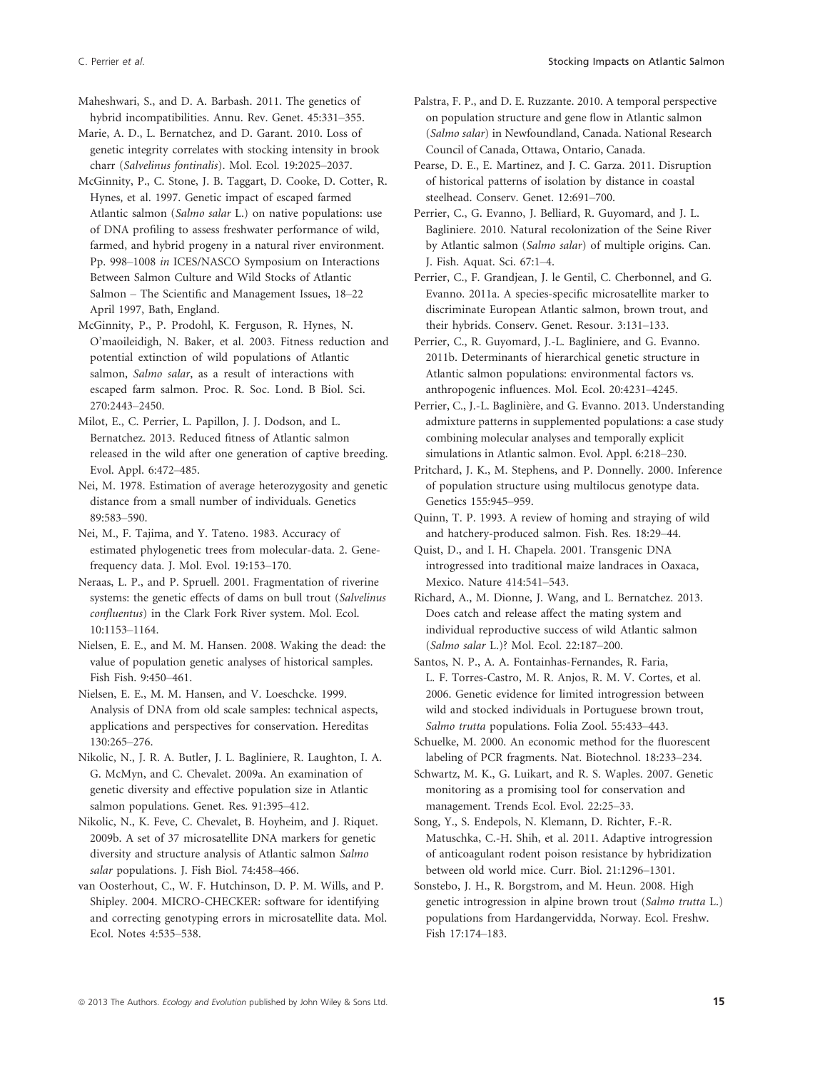Maheshwari, S., and D. A. Barbash. 2011. The genetics of hybrid incompatibilities. Annu. Rev. Genet. 45:331–355.

Marie, A. D., L. Bernatchez, and D. Garant. 2010. Loss of genetic integrity correlates with stocking intensity in brook charr (*Salvelinus fontinalis*). Mol. Ecol. 19:2025–2037.

McGinnity, P., C. Stone, J. B. Taggart, D. Cooke, D. Cotter, R. Hynes, et al. 1997. Genetic impact of escaped farmed Atlantic salmon (*Salmo salar* L.) on native populations: use of DNA profiling to assess freshwater performance of wild, farmed, and hybrid progeny in a natural river environment. Pp. 998–1008 *in* ICES/NASCO Symposium on Interactions Between Salmon Culture and Wild Stocks of Atlantic Salmon – The Scientific and Management Issues, 18–22 April 1997, Bath, England.

McGinnity, P., P. Prodohl, K. Ferguson, R. Hynes, N. O'maoileidigh, N. Baker, et al. 2003. Fitness reduction and potential extinction of wild populations of Atlantic salmon, *Salmo salar*, as a result of interactions with escaped farm salmon. Proc. R. Soc. Lond. B Biol. Sci. 270:2443–2450.

Milot, E., C. Perrier, L. Papillon, J. J. Dodson, and L. Bernatchez. 2013. Reduced fitness of Atlantic salmon released in the wild after one generation of captive breeding. Evol. Appl. 6:472–485.

Nei, M. 1978. Estimation of average heterozygosity and genetic distance from a small number of individuals. Genetics 89:583–590.

Nei, M., F. Tajima, and Y. Tateno. 1983. Accuracy of estimated phylogenetic trees from molecular-data. 2. Gene-frequency data. J. Mol. Evol. 19:153–170.

Neraas, L. P., and P. Spruell. 2001. Fragmentation of riverine systems: the genetic effects of dams on bull trout (*Salvelinus confluentus*) in the Clark Fork River system. Mol. Ecol. 10:1153–1164.

Nielsen, E. E., and M. M. Hansen. 2008. Waking the dead: the value of population genetic analyses of historical samples. Fish Fish. 9:450–461.

Nielsen, E. E., M. M. Hansen, and V. Loeschcke. 1999. Analysis of DNA from old scale samples: technical aspects, applications and perspectives for conservation. Hereditas 130:265–276.

Nikolic, N., J. R. A. Butler, J. L. Bagliniere, R. Laughton, I. A. G. McMyn, and C. Chevalet. 2009a. An examination of genetic diversity and effective population size in Atlantic salmon populations. Genet. Res. 91:395–412.

Nikolic, N., K. Feve, C. Chevalet, B. Hoyheim, and J. Riquet. 2009b. A set of 37 microsatellite DNA markers for genetic diversity and structure analysis of Atlantic salmon *Salmo salar* populations. J. Fish Biol. 74:458–466.

van Oosterhout, C., W. F. Hutchinson, D. P. M. Wills, and P. Shipley. 2004. MICRO-CHECKER: software for identifying and correcting genotyping errors in microsatellite data. Mol. Ecol. Notes 4:535–538.

Palstra, F. P., and D. E. Ruzzante. 2010. A temporal perspective on population structure and gene flow in Atlantic salmon (*Salmo salar*) in Newfoundland, Canada. National Research Council of Canada, Ottawa, Ontario, Canada.

Pearse, D. E., E. Martinez, and J. C. Garza. 2011. Disruption of historical patterns of isolation by distance in coastal steelhead. Conserv. Genet. 12:691–700.

Perrier, C., G. Evanno, J. Belliard, R. Guyomard, and J. L. Bagliniere. 2010. Natural recolonization of the Seine River by Atlantic salmon (*Salmo salar*) of multiple origins. Can. J. Fish. Aquat. Sci. 67:1–4.

Perrier, C., F. Grandjean, J. le Gentil, C. Cherbonnel, and G. Evanno. 2011a. A species-specific microsatellite marker to discriminate European Atlantic salmon, brown trout, and their hybrids. Conserv. Genet. Resour. 3:131–133.

Perrier, C., R. Guyomard, J.-L. Bagliniere, and G. Evanno. 2011b. Determinants of hierarchical genetic structure in Atlantic salmon populations: environmental factors vs. anthropogenic influences. Mol. Ecol. 20:4231–4245.

Perrier, C., J.-L. Baglinière, and G. Evanno. 2013. Understanding admixture patterns in supplemented populations: a case study combining molecular analyses and temporally explicit simulations in Atlantic salmon. Evol. Appl. 6:218–230.

Pritchard, J. K., M. Stephens, and P. Donnelly. 2000. Inference of population structure using multilocus genotype data. Genetics 155:945–959.

Quinn, T. P. 1993. A review of homing and straying of wild and hatchery-produced salmon. Fish. Res. 18:29–44.

Quist, D., and I. H. Chapela. 2001. Transgenic DNA introgressed into traditional maize landraces in Oaxaca, Mexico. Nature 414:541–543.

Richard, A., M. Dionne, J. Wang, and L. Bernatchez. 2013. Does catch and release affect the mating system and individual reproductive success of wild Atlantic salmon (*Salmo salar* L.)? Mol. Ecol. 22:187–200.

Santos, N. P., A. A. Fontainhas-Fernandes, R. Faria, L. F. Torres-Castro, M. R. Anjos, R. M. V. Cortes, et al. 2006. Genetic evidence for limited introgression between wild and stocked individuals in Portuguese brown trout, *Salmo trutta* populations. Folia Zool. 55:433–443.

Schuelke, M. 2000. An economic method for the fluorescent labeling of PCR fragments. Nat. Biotechnol. 18:233–234.

Schwartz, M. K., G. Luikart, and R. S. Waples. 2007. Genetic monitoring as a promising tool for conservation and management. Trends Ecol. Evol. 22:25–33.

Song, Y., S. Endepols, N. Klemann, D. Richter, F.-R. Matuschka, C.-H. Shih, et al. 2011. Adaptive introgression of anticoagulant rodent poison resistance by hybridization between old world mice. Curr. Biol. 21:1296–1301.

Sonstebo, J. H., R. Borgstrom, and M. Heun. 2008. High genetic introgression in alpine brown trout (*Salmo trutta* L.) populations from Hardangervidda, Norway. Ecol. Freshw. Fish 17:174–183.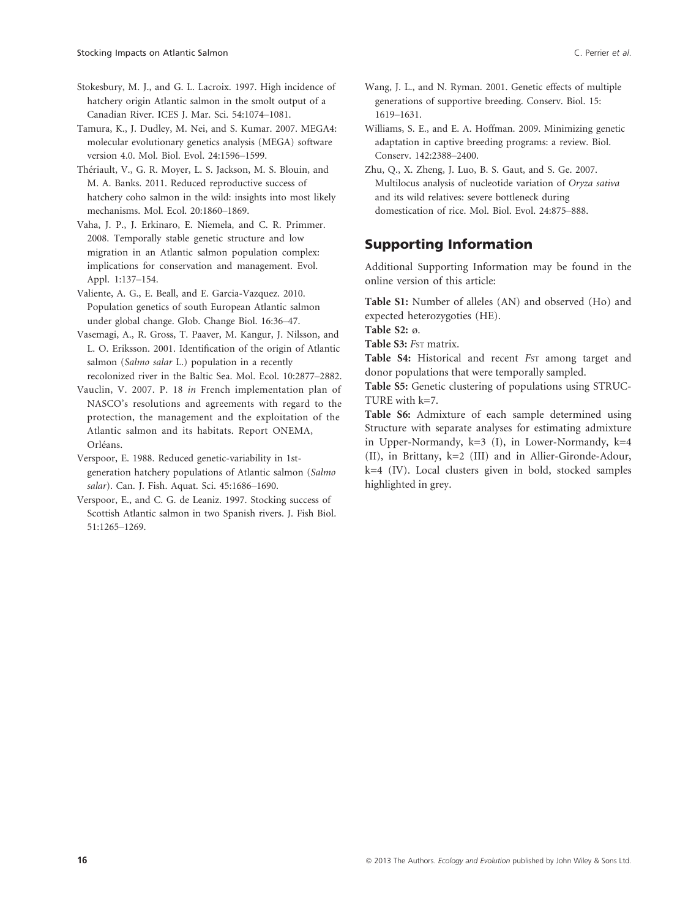Stokesbury, M. J., and G. L. Lacroix. 1997. High incidence of hatchery origin Atlantic salmon in the smolt output of a Canadian River. ICES J. Mar. Sci. 54:1074–1081.

Tamura, K., J. Dudley, M. Nei, and S. Kumar. 2007. MEGA4: molecular evolutionary genetics analysis (MEGA) software version 4.0. Mol. Biol. Evol. 24:1596–1599.

Thériault, V., G. R. Moyer, L. S. Jackson, M. S. Blouin, and M. A. Banks. 2011. Reduced reproductive success of hatchery coho salmon in the wild: insights into most likely mechanisms. Mol. Ecol. 20:1860–1869.

Vaha, J. P., J. Erkinaro, E. Niemela, and C. R. Primmer. 2008. Temporally stable genetic structure and low migration in an Atlantic salmon population complex: implications for conservation and management. Evol. Appl. 1:137–154.

Valiente, A. G., E. Beall, and E. Garcia-Vazquez. 2010. Population genetics of south European Atlantic salmon under global change. Glob. Change Biol. 16:36–47.

Vasemagi, A., R. Gross, T. Paaver, M. Kangur, J. Nilsson, and L. O. Eriksson. 2001. Identification of the origin of Atlantic salmon (*Salmo salar* L.) population in a recently recolonized river in the Baltic Sea. Mol. Ecol. 10:2877–2882.

Vauclin, V. 2007. P. 18 *in* French implementation plan of NASCO's resolutions and agreements with regard to the protection, the management and the exploitation of the Atlantic salmon and its habitats. Report ONEMA, Orléans.

Verspoor, E. 1988. Reduced genetic-variability in 1st-generation hatchery populations of Atlantic salmon (*Salmo salar*). Can. J. Fish. Aquat. Sci. 45:1686–1690.

Verspoor, E., and C. G. de Leaniz. 1997. Stocking success of Scottish Atlantic salmon in two Spanish rivers. J. Fish Biol. 51:1265–1269.

Wang, J. L., and N. Ryman. 2001. Genetic effects of multiple generations of supportive breeding. Conserv. Biol. 15: 1619–1631.

Williams, S. E., and E. A. Hoffman. 2009. Minimizing genetic adaptation in captive breeding programs: a review. Biol. Conserv. 142:2388–2400.

Zhu, Q., X. Zheng, J. Luo, B. S. Gaut, and S. Ge. 2007. Multilocus analysis of nucleotide variation of *Oryza sativa* and its wild relatives: severe bottleneck during domestication of rice. Mol. Biol. Evol. 24:875–888.

## Supporting Information

Additional Supporting Information may be found in the online version of this article:

**Table S1:** Number of alleles (AN) and observed (Ho) and expected heterozygoties (HE).

**Table S2:** ø.

**Table S3:** $F_{ST}$ matrix.

**Table S4:** Historical and recent $F_{ST}$ among target and donor populations that were temporally sampled.

**Table S5:** Genetic clustering of populations using STRUCTURE with k=7.

**Table S6:** Admixture of each sample determined using Structure with separate analyses for estimating admixture in Upper-Normandy, k=3 (I), in Lower-Normandy, k=4 (II), in Brittany, k=2 (III) and in Allier-Gironde-Adour, k=4 (IV). Local clusters given in bold, stocked samples highlighted in grey.